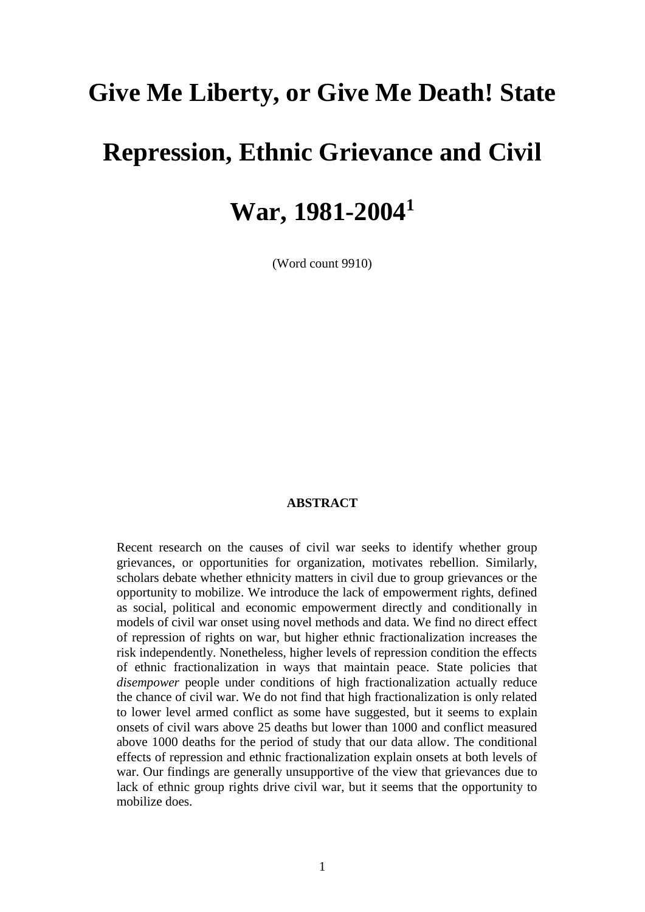# Give Me Liberty, or Give Me Death! State Repression, Ethnic Grievance and Civil War, 1981-2004[1]

(Word count 9910)

**ABSTRACT**

Recent research on the causes of civil war seeks to identify whether group grievances, or opportunities for organization, motivates rebellion. Similarly, scholars debate whether ethnicity matters in civil due to group grievances or the opportunity to mobilize. We introduce the lack of empowerment rights, defined as social, political and economic empowerment directly and conditionally in models of civil war onset using novel methods and data. We find no direct effect of repression of rights on war, but higher ethnic fractionalization increases the risk independently. Nonetheless, higher levels of repression condition the effects of ethnic fractionalization in ways that maintain peace. State policies that *disempower* people under conditions of high fractionalization actually reduce the chance of civil war. We do not find that high fractionalization is only related to lower level armed conflict as some have suggested, but it seems to explain onsets of civil wars above 25 deaths but lower than 1000 and conflict measured above 1000 deaths for the period of study that our data allow. The conditional effects of repression and ethnic fractionalization explain onsets at both levels of war. Our findings are generally unsupportive of the view that grievances due to lack of ethnic group rights drive civil war, but it seems that the opportunity to mobilize does.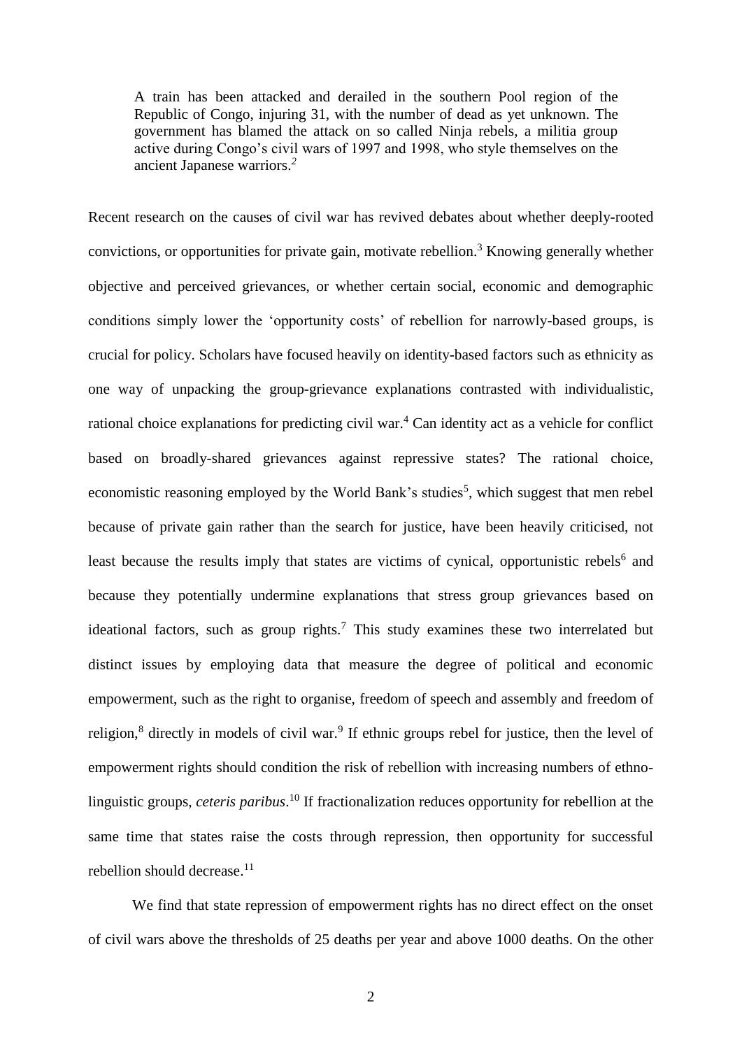> A train has been attacked and derailed in the southern Pool region of the Republic of Congo, injuring 31, with the number of dead as yet unknown. The government has blamed the attack on so called Ninja rebels, a militia group active during Congo's civil wars of 1997 and 1998, who style themselves on the ancient Japanese warriors.[2]

Recent research on the causes of civil war has revived debates about whether deeply-rooted convictions, or opportunities for private gain, motivate rebellion.[3] Knowing generally whether objective and perceived grievances, or whether certain social, economic and demographic conditions simply lower the 'opportunity costs' of rebellion for narrowly-based groups, is crucial for policy. Scholars have focused heavily on identity-based factors such as ethnicity as one way of unpacking the group-grievance explanations contrasted with individualistic, rational choice explanations for predicting civil war.[4] Can identity act as a vehicle for conflict based on broadly-shared grievances against repressive states? The rational choice, economistic reasoning employed by the World Bank's studies[5], which suggest that men rebel because of private gain rather than the search for justice, have been heavily criticised, not least because the results imply that states are victims of cynical, opportunistic rebels[6] and because they potentially undermine explanations that stress group grievances based on ideational factors, such as group rights.[7] This study examines these two interrelated but distinct issues by employing data that measure the degree of political and economic empowerment, such as the right to organise, freedom of speech and assembly and freedom of religion,[8] directly in models of civil war.[9] If ethnic groups rebel for justice, then the level of empowerment rights should condition the risk of rebellion with increasing numbers of ethno-linguistic groups, *ceteris paribus*.[10] If fractionalization reduces opportunity for rebellion at the same time that states raise the costs through repression, then opportunity for successful rebellion should decrease.[11]

We find that state repression of empowerment rights has no direct effect on the onset of civil wars above the thresholds of 25 deaths per year and above 1000 deaths. On the other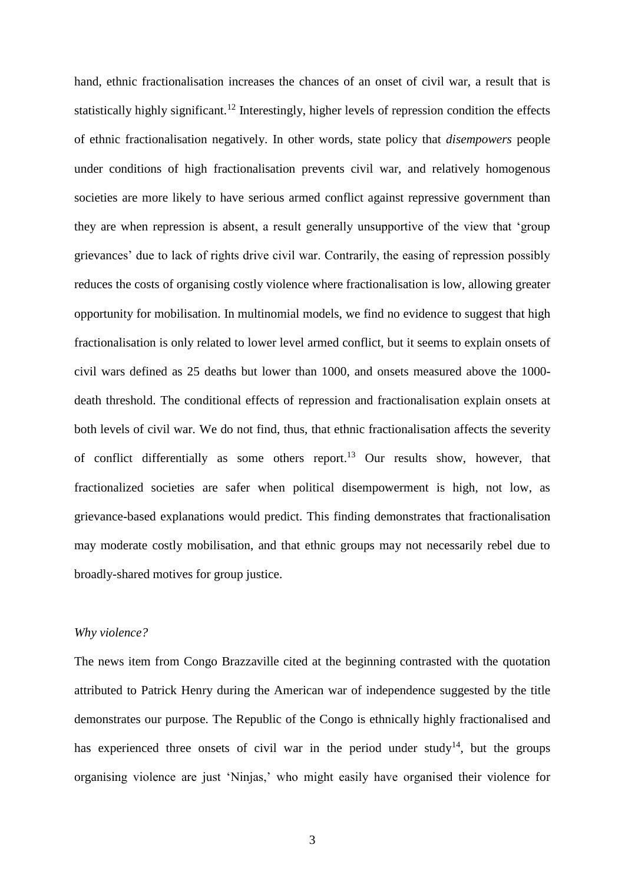hand, ethnic fractionalisation increases the chances of an onset of civil war, a result that is statistically highly significant.[12] Interestingly, higher levels of repression condition the effects of ethnic fractionalisation negatively. In other words, state policy that *disempowers* people under conditions of high fractionalisation prevents civil war, and relatively homogenous societies are more likely to have serious armed conflict against repressive government than they are when repression is absent, a result generally unsupportive of the view that 'group grievances' due to lack of rights drive civil war. Contrarily, the easing of repression possibly reduces the costs of organising costly violence where fractionalisation is low, allowing greater opportunity for mobilisation. In multinomial models, we find no evidence to suggest that high fractionalisation is only related to lower level armed conflict, but it seems to explain onsets of civil wars defined as 25 deaths but lower than 1000, and onsets measured above the 1000-death threshold. The conditional effects of repression and fractionalisation explain onsets at both levels of civil war. We do not find, thus, that ethnic fractionalisation affects the severity of conflict differentially as some others report.[13] Our results show, however, that fractionalized societies are safer when political disempowerment is high, not low, as grievance-based explanations would predict. This finding demonstrates that fractionalisation may moderate costly mobilisation, and that ethnic groups may not necessarily rebel due to broadly-shared motives for group justice.

*Why violence?*

The news item from Congo Brazzaville cited at the beginning contrasted with the quotation attributed to Patrick Henry during the American war of independence suggested by the title demonstrates our purpose. The Republic of the Congo is ethnically highly fractionalised and has experienced three onsets of civil war in the period under study[14], but the groups organising violence are just 'Ninjas,' who might easily have organised their violence for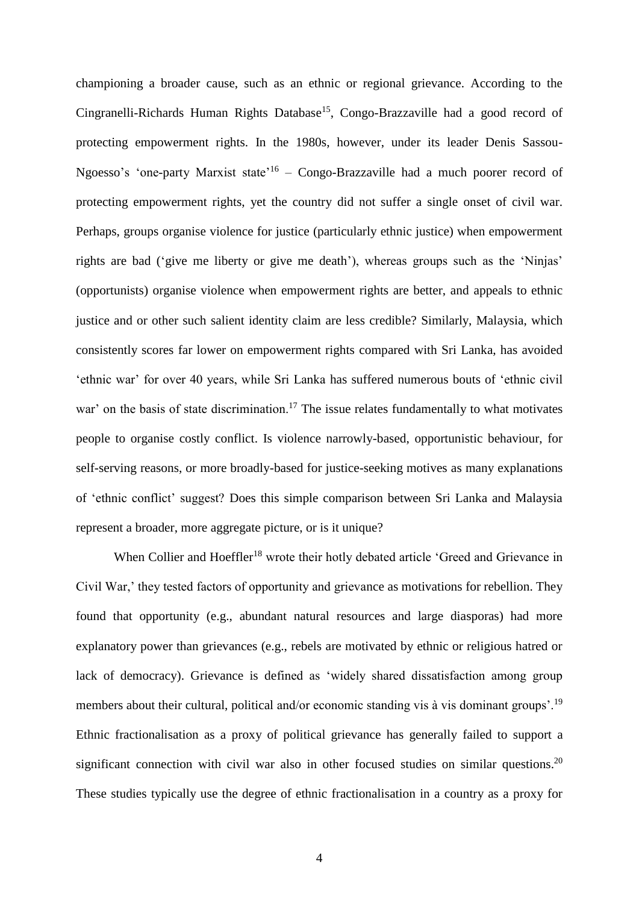championing a broader cause, such as an ethnic or regional grievance. According to the Cingranelli-Richards Human Rights Database[15], Congo-Brazzaville had a good record of protecting empowerment rights. In the 1980s, however, under its leader Denis Sassou-Ngoesso's 'one-party Marxist state'[16] – Congo-Brazzaville had a much poorer record of protecting empowerment rights, yet the country did not suffer a single onset of civil war. Perhaps, groups organise violence for justice (particularly ethnic justice) when empowerment rights are bad ('give me liberty or give me death'), whereas groups such as the 'Ninjas' (opportunists) organise violence when empowerment rights are better, and appeals to ethnic justice and or other such salient identity claim are less credible? Similarly, Malaysia, which consistently scores far lower on empowerment rights compared with Sri Lanka, has avoided 'ethnic war' for over 40 years, while Sri Lanka has suffered numerous bouts of 'ethnic civil war' on the basis of state discrimination.[17] The issue relates fundamentally to what motivates people to organise costly conflict. Is violence narrowly-based, opportunistic behaviour, for self-serving reasons, or more broadly-based for justice-seeking motives as many explanations of 'ethnic conflict' suggest? Does this simple comparison between Sri Lanka and Malaysia represent a broader, more aggregate picture, or is it unique?

When Collier and Hoeffler[18] wrote their hotly debated article 'Greed and Grievance in Civil War,' they tested factors of opportunity and grievance as motivations for rebellion. They found that opportunity (e.g., abundant natural resources and large diasporas) had more explanatory power than grievances (e.g., rebels are motivated by ethnic or religious hatred or lack of democracy). Grievance is defined as 'widely shared dissatisfaction among group members about their cultural, political and/or economic standing vis à vis dominant groups'.[19] Ethnic fractionalisation as a proxy of political grievance has generally failed to support a significant connection with civil war also in other focused studies on similar questions.[20] These studies typically use the degree of ethnic fractionalisation in a country as a proxy for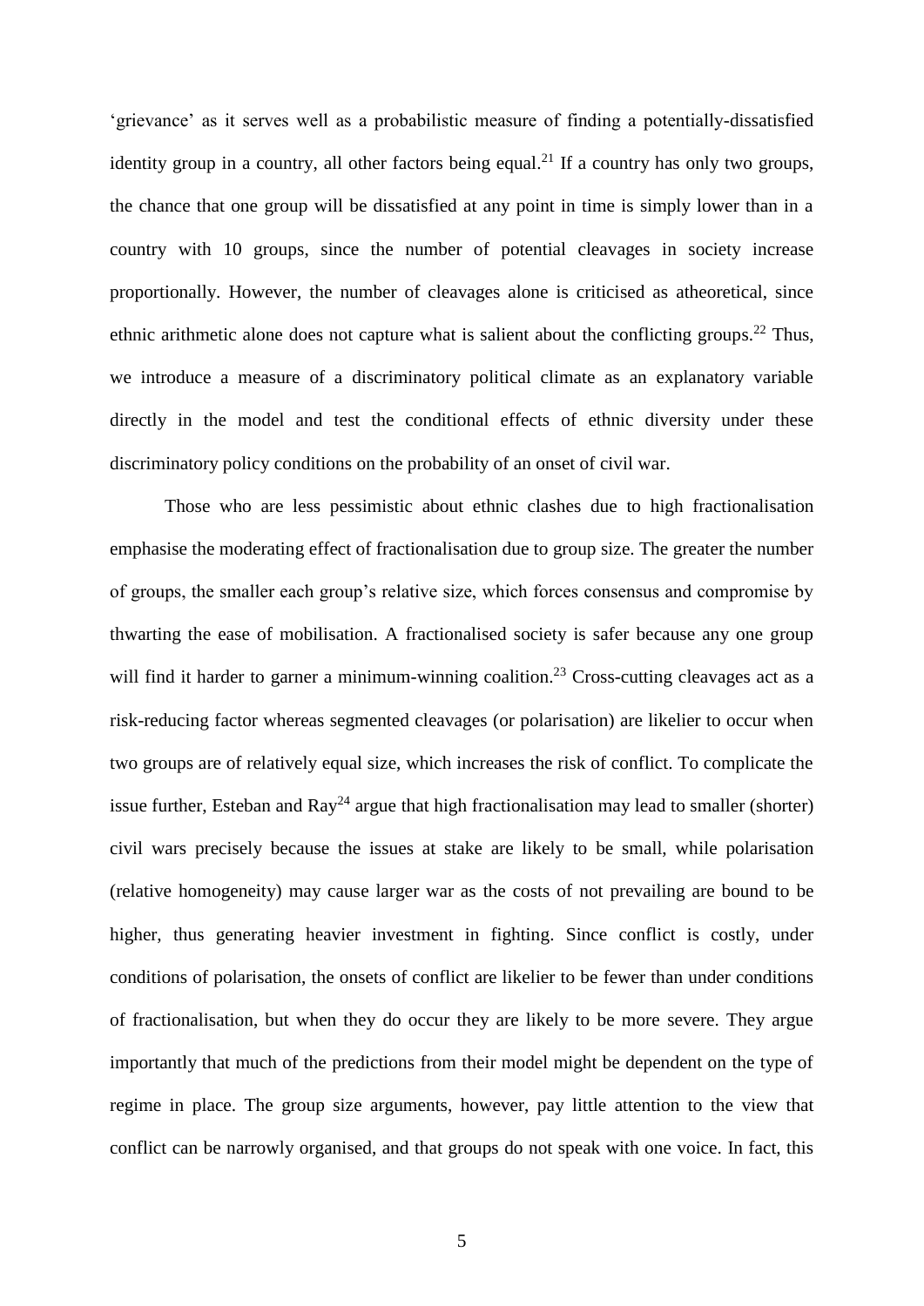'grievance' as it serves well as a probabilistic measure of finding a potentially-dissatisfied identity group in a country, all other factors being equal.[21] If a country has only two groups, the chance that one group will be dissatisfied at any point in time is simply lower than in a country with 10 groups, since the number of potential cleavages in society increase proportionally. However, the number of cleavages alone is criticised as atheoretical, since ethnic arithmetic alone does not capture what is salient about the conflicting groups.[22] Thus, we introduce a measure of a discriminatory political climate as an explanatory variable directly in the model and test the conditional effects of ethnic diversity under these discriminatory policy conditions on the probability of an onset of civil war.

Those who are less pessimistic about ethnic clashes due to high fractionalisation emphasise the moderating effect of fractionalisation due to group size. The greater the number of groups, the smaller each group's relative size, which forces consensus and compromise by thwarting the ease of mobilisation. A fractionalised society is safer because any one group will find it harder to garner a minimum-winning coalition.[23] Cross-cutting cleavages act as a risk-reducing factor whereas segmented cleavages (or polarisation) are likelier to occur when two groups are of relatively equal size, which increases the risk of conflict. To complicate the issue further, Esteban and Ray[24] argue that high fractionalisation may lead to smaller (shorter) civil wars precisely because the issues at stake are likely to be small, while polarisation (relative homogeneity) may cause larger war as the costs of not prevailing are bound to be higher, thus generating heavier investment in fighting. Since conflict is costly, under conditions of polarisation, the onsets of conflict are likelier to be fewer than under conditions of fractionalisation, but when they do occur they are likely to be more severe. They argue importantly that much of the predictions from their model might be dependent on the type of regime in place. The group size arguments, however, pay little attention to the view that conflict can be narrowly organised, and that groups do not speak with one voice. In fact, this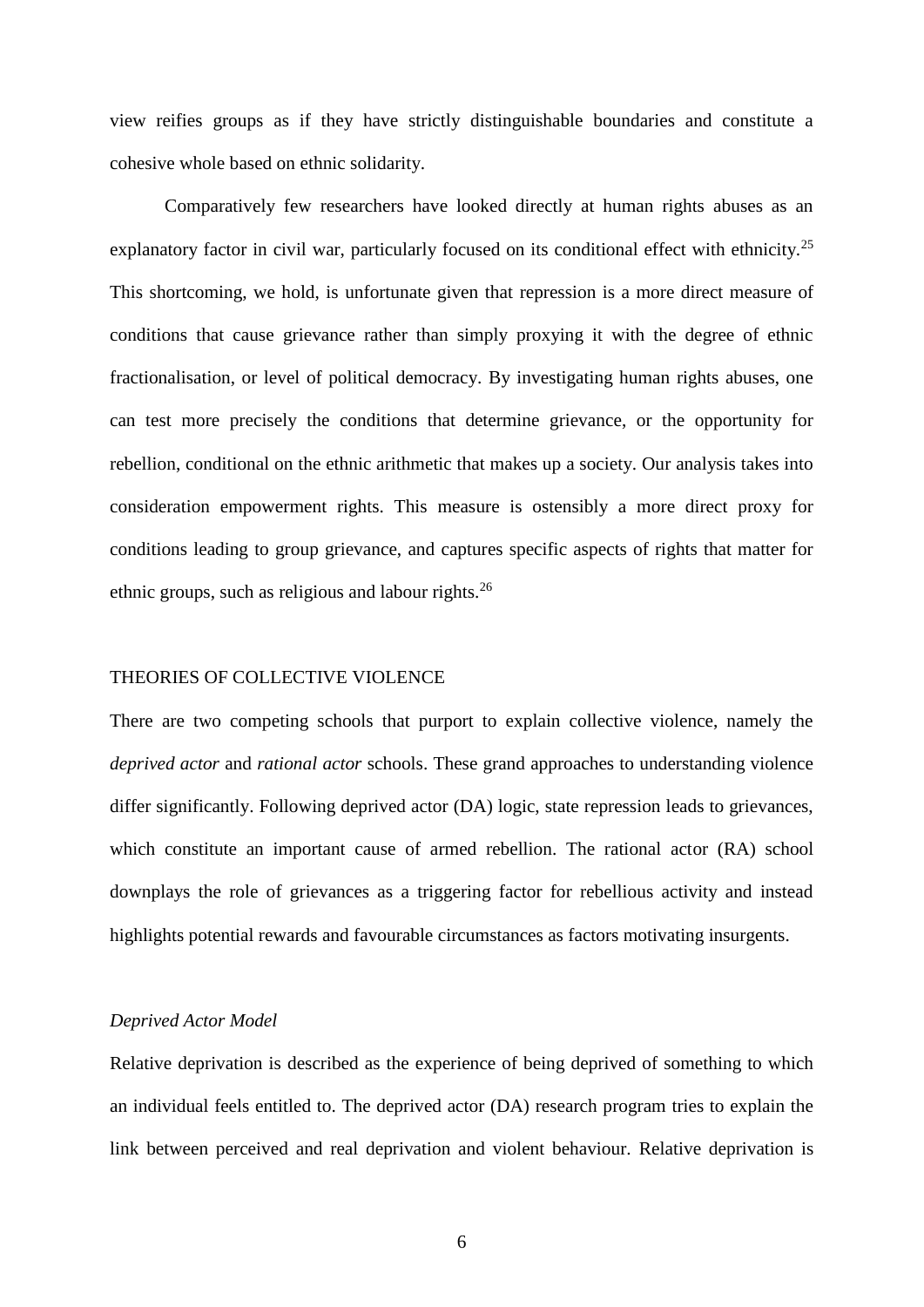view reifies groups as if they have strictly distinguishable boundaries and constitute a cohesive whole based on ethnic solidarity.

Comparatively few researchers have looked directly at human rights abuses as an explanatory factor in civil war, particularly focused on its conditional effect with ethnicity.[25] This shortcoming, we hold, is unfortunate given that repression is a more direct measure of conditions that cause grievance rather than simply proxying it with the degree of ethnic fractionalisation, or level of political democracy. By investigating human rights abuses, one can test more precisely the conditions that determine grievance, or the opportunity for rebellion, conditional on the ethnic arithmetic that makes up a society. Our analysis takes into consideration empowerment rights. This measure is ostensibly a more direct proxy for conditions leading to group grievance, and captures specific aspects of rights that matter for ethnic groups, such as religious and labour rights.[26]

## THEORIES OF COLLECTIVE VIOLENCE

There are two competing schools that purport to explain collective violence, namely the *deprived actor* and *rational actor* schools. These grand approaches to understanding violence differ significantly. Following deprived actor (DA) logic, state repression leads to grievances, which constitute an important cause of armed rebellion. The rational actor (RA) school downplays the role of grievances as a triggering factor for rebellious activity and instead highlights potential rewards and favourable circumstances as factors motivating insurgents.

### *Deprived Actor Model*

Relative deprivation is described as the experience of being deprived of something to which an individual feels entitled to. The deprived actor (DA) research program tries to explain the link between perceived and real deprivation and violent behaviour. Relative deprivation is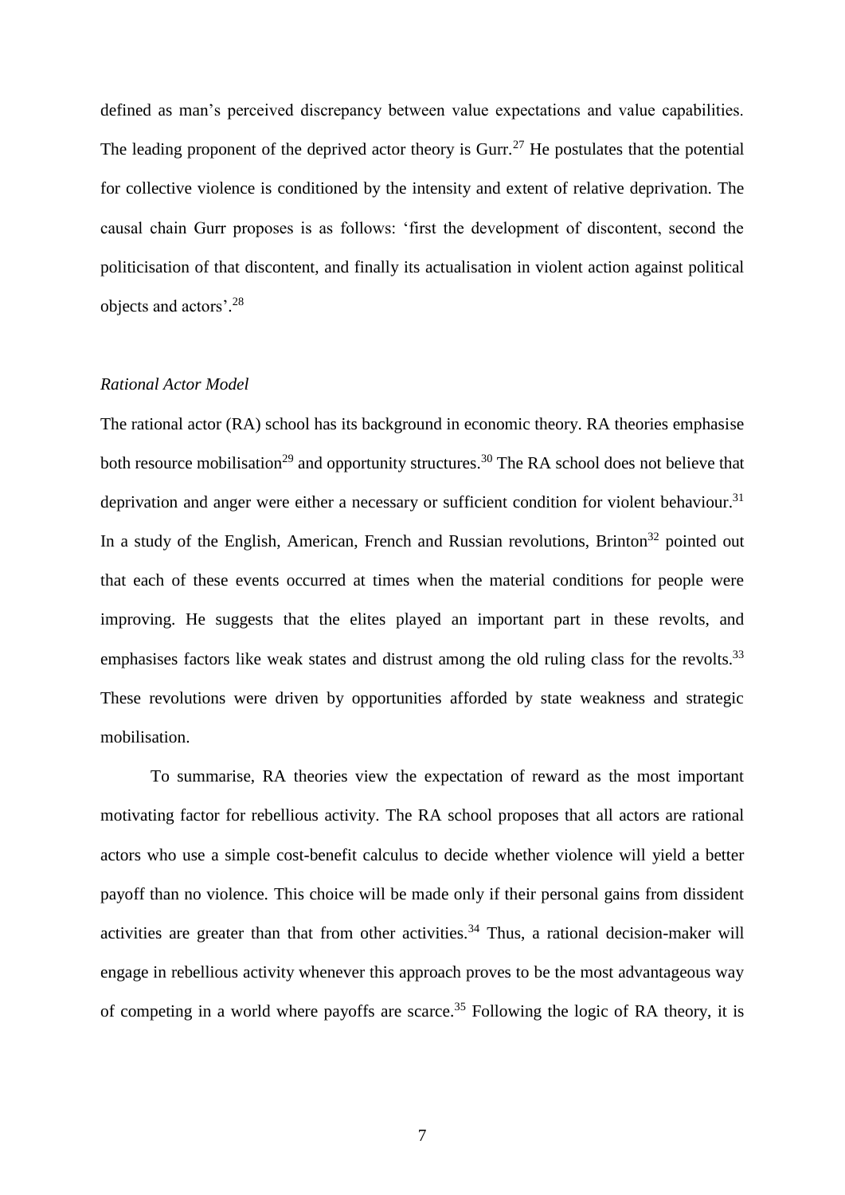defined as man's perceived discrepancy between value expectations and value capabilities. The leading proponent of the deprived actor theory is Gurr.[27] He postulates that the potential for collective violence is conditioned by the intensity and extent of relative deprivation. The causal chain Gurr proposes is as follows: 'first the development of discontent, second the politicisation of that discontent, and finally its actualisation in violent action against political objects and actors'.[28]

*Rational Actor Model*

The rational actor (RA) school has its background in economic theory. RA theories emphasise both resource mobilisation[29] and opportunity structures.[30] The RA school does not believe that deprivation and anger were either a necessary or sufficient condition for violent behaviour.[31] In a study of the English, American, French and Russian revolutions, Brinton[32] pointed out that each of these events occurred at times when the material conditions for people were improving. He suggests that the elites played an important part in these revolts, and emphasises factors like weak states and distrust among the old ruling class for the revolts.[33] These revolutions were driven by opportunities afforded by state weakness and strategic mobilisation.

To summarise, RA theories view the expectation of reward as the most important motivating factor for rebellious activity. The RA school proposes that all actors are rational actors who use a simple cost-benefit calculus to decide whether violence will yield a better payoff than no violence. This choice will be made only if their personal gains from dissident activities are greater than that from other activities.[34] Thus, a rational decision-maker will engage in rebellious activity whenever this approach proves to be the most advantageous way of competing in a world where payoffs are scarce.[35] Following the logic of RA theory, it is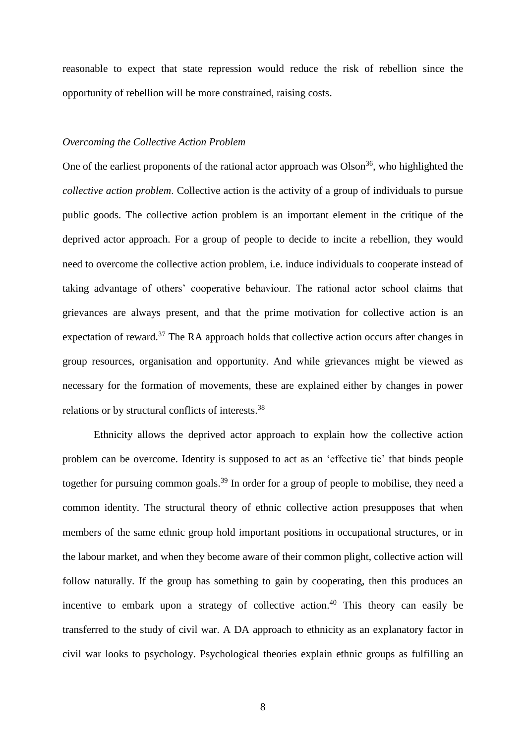reasonable to expect that state repression would reduce the risk of rebellion since the opportunity of rebellion will be more constrained, raising costs.

*Overcoming the Collective Action Problem*

One of the earliest proponents of the rational actor approach was Olson[36], who highlighted the *collective action problem*. Collective action is the activity of a group of individuals to pursue public goods. The collective action problem is an important element in the critique of the deprived actor approach. For a group of people to decide to incite a rebellion, they would need to overcome the collective action problem, i.e. induce individuals to cooperate instead of taking advantage of others' cooperative behaviour. The rational actor school claims that grievances are always present, and that the prime motivation for collective action is an expectation of reward.[37] The RA approach holds that collective action occurs after changes in group resources, organisation and opportunity. And while grievances might be viewed as necessary for the formation of movements, these are explained either by changes in power relations or by structural conflicts of interests.[38]

Ethnicity allows the deprived actor approach to explain how the collective action problem can be overcome. Identity is supposed to act as an 'effective tie' that binds people together for pursuing common goals.[39] In order for a group of people to mobilise, they need a common identity. The structural theory of ethnic collective action presupposes that when members of the same ethnic group hold important positions in occupational structures, or in the labour market, and when they become aware of their common plight, collective action will follow naturally. If the group has something to gain by cooperating, then this produces an incentive to embark upon a strategy of collective action.[40] This theory can easily be transferred to the study of civil war. A DA approach to ethnicity as an explanatory factor in civil war looks to psychology. Psychological theories explain ethnic groups as fulfilling an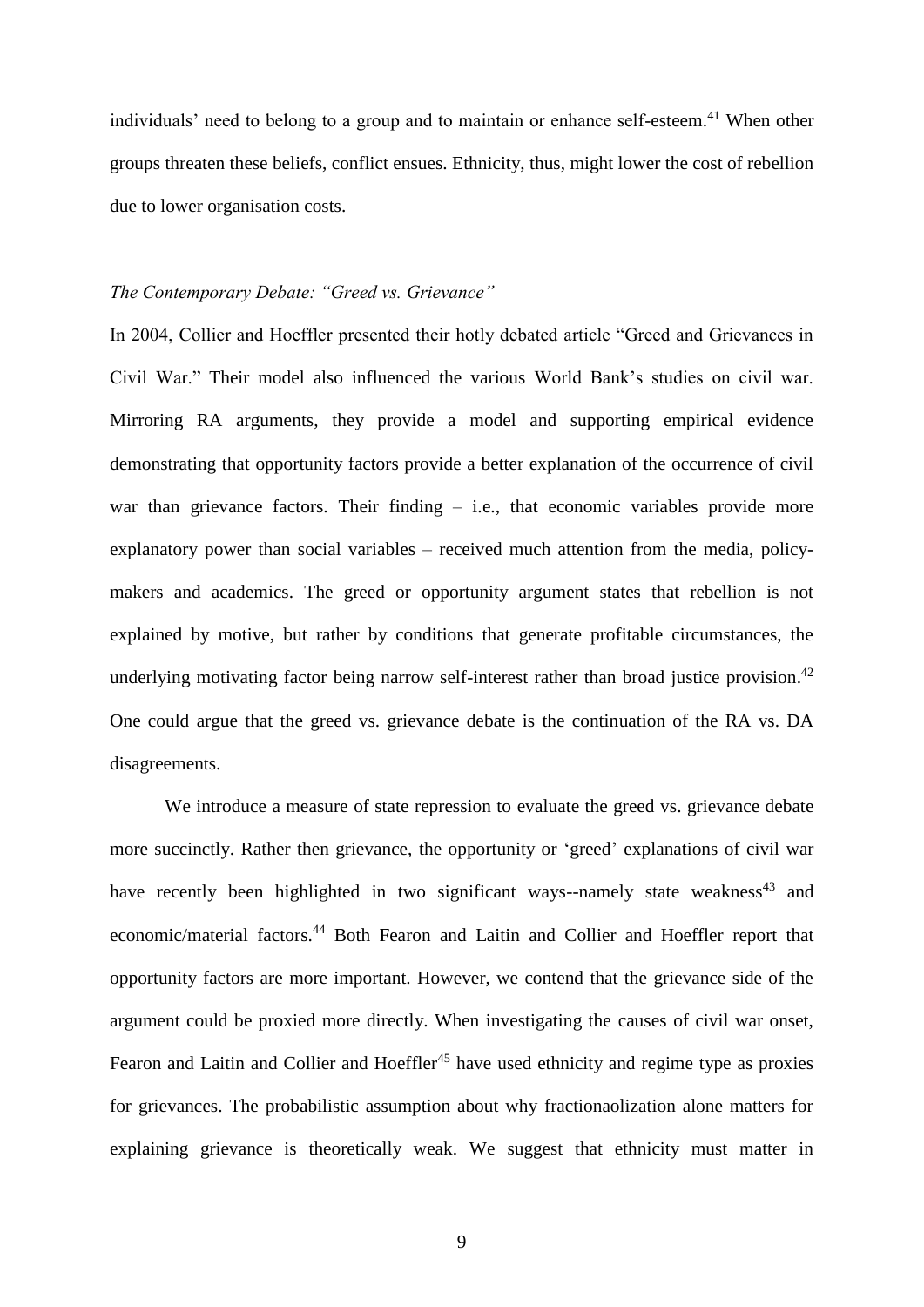individuals' need to belong to a group and to maintain or enhance self-esteem.[41] When other groups threaten these beliefs, conflict ensues. Ethnicity, thus, might lower the cost of rebellion due to lower organisation costs.

### *The Contemporary Debate: "Greed vs. Grievance"*

In 2004, Collier and Hoeffler presented their hotly debated article "Greed and Grievances in Civil War." Their model also influenced the various World Bank's studies on civil war. Mirroring RA arguments, they provide a model and supporting empirical evidence demonstrating that opportunity factors provide a better explanation of the occurrence of civil war than grievance factors. Their finding – i.e., that economic variables provide more explanatory power than social variables – received much attention from the media, policy-makers and academics. The greed or opportunity argument states that rebellion is not explained by motive, but rather by conditions that generate profitable circumstances, the underlying motivating factor being narrow self-interest rather than broad justice provision.[42] One could argue that the greed vs. grievance debate is the continuation of the RA vs. DA disagreements.

We introduce a measure of state repression to evaluate the greed vs. grievance debate more succinctly. Rather then grievance, the opportunity or 'greed' explanations of civil war have recently been highlighted in two significant ways--namely state weakness[43] and economic/material factors.[44] Both Fearon and Laitin and Collier and Hoeffler report that opportunity factors are more important. However, we contend that the grievance side of the argument could be proxied more directly. When investigating the causes of civil war onset, Fearon and Laitin and Collier and Hoeffler[45] have used ethnicity and regime type as proxies for grievances. The probabilistic assumption about why fractionaolization alone matters for explaining grievance is theoretically weak. We suggest that ethnicity must matter in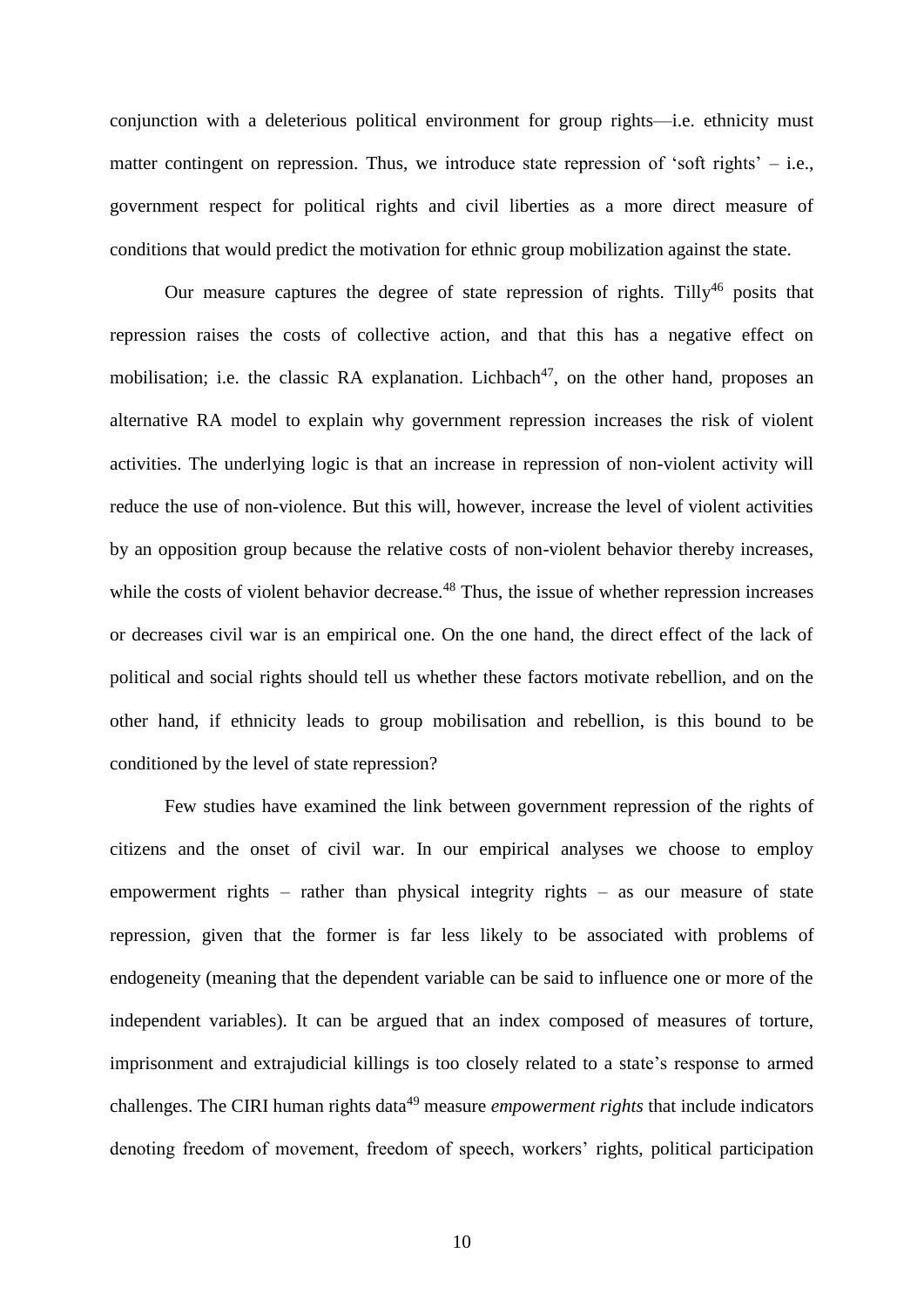conjunction with a deleterious political environment for group rights—i.e. ethnicity must matter contingent on repression. Thus, we introduce state repression of 'soft rights' – i.e., government respect for political rights and civil liberties as a more direct measure of conditions that would predict the motivation for ethnic group mobilization against the state.

Our measure captures the degree of state repression of rights. Tilly[46] posits that repression raises the costs of collective action, and that this has a negative effect on mobilisation; i.e. the classic RA explanation. Lichbach[47], on the other hand, proposes an alternative RA model to explain why government repression increases the risk of violent activities. The underlying logic is that an increase in repression of non-violent activity will reduce the use of non-violence. But this will, however, increase the level of violent activities by an opposition group because the relative costs of non-violent behavior thereby increases, while the costs of violent behavior decrease.[48] Thus, the issue of whether repression increases or decreases civil war is an empirical one. On the one hand, the direct effect of the lack of political and social rights should tell us whether these factors motivate rebellion, and on the other hand, if ethnicity leads to group mobilisation and rebellion, is this bound to be conditioned by the level of state repression?

Few studies have examined the link between government repression of the rights of citizens and the onset of civil war. In our empirical analyses we choose to employ empowerment rights – rather than physical integrity rights – as our measure of state repression, given that the former is far less likely to be associated with problems of endogeneity (meaning that the dependent variable can be said to influence one or more of the independent variables). It can be argued that an index composed of measures of torture, imprisonment and extrajudicial killings is too closely related to a state's response to armed challenges. The CIRI human rights data[49] measure *empowerment rights* that include indicators denoting freedom of movement, freedom of speech, workers' rights, political participation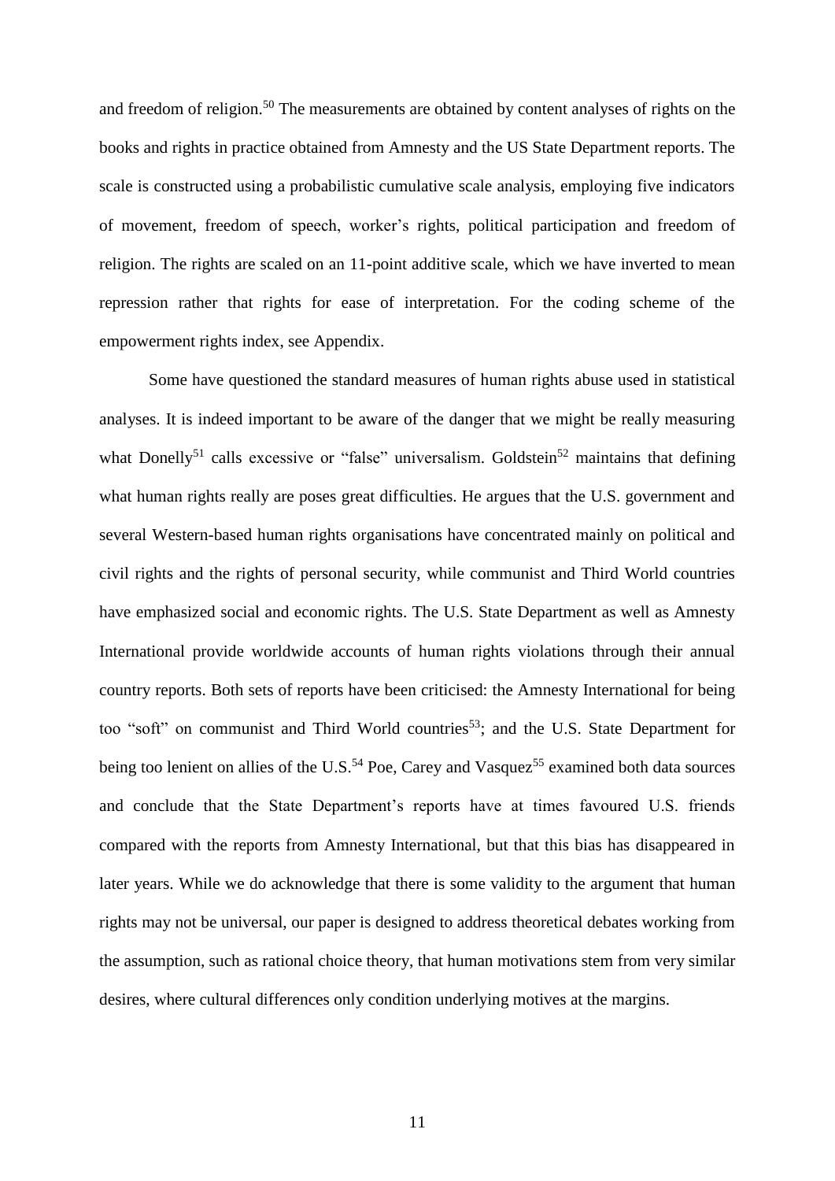and freedom of religion.[50] The measurements are obtained by content analyses of rights on the books and rights in practice obtained from Amnesty and the US State Department reports. The scale is constructed using a probabilistic cumulative scale analysis, employing five indicators of movement, freedom of speech, worker's rights, political participation and freedom of religion. The rights are scaled on an 11-point additive scale, which we have inverted to mean repression rather that rights for ease of interpretation. For the coding scheme of the empowerment rights index, see Appendix.

Some have questioned the standard measures of human rights abuse used in statistical analyses. It is indeed important to be aware of the danger that we might be really measuring what Donelly[51] calls excessive or "false" universalism. Goldstein[52] maintains that defining what human rights really are poses great difficulties. He argues that the U.S. government and several Western-based human rights organisations have concentrated mainly on political and civil rights and the rights of personal security, while communist and Third World countries have emphasized social and economic rights. The U.S. State Department as well as Amnesty International provide worldwide accounts of human rights violations through their annual country reports. Both sets of reports have been criticised: the Amnesty International for being too "soft" on communist and Third World countries[53]; and the U.S. State Department for being too lenient on allies of the U.S.[54] Poe, Carey and Vasquez[55] examined both data sources and conclude that the State Department's reports have at times favoured U.S. friends compared with the reports from Amnesty International, but that this bias has disappeared in later years. While we do acknowledge that there is some validity to the argument that human rights may not be universal, our paper is designed to address theoretical debates working from the assumption, such as rational choice theory, that human motivations stem from very similar desires, where cultural differences only condition underlying motives at the margins.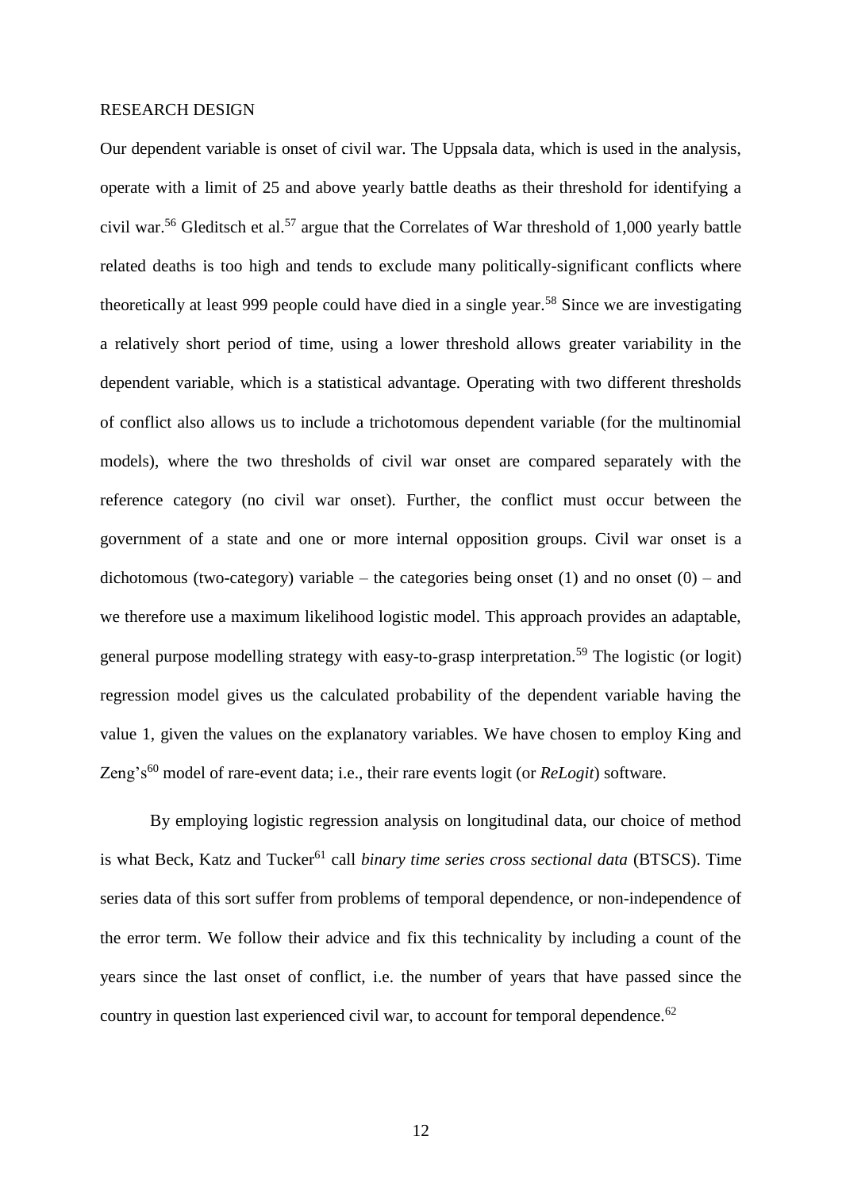## RESEARCH DESIGN

Our dependent variable is onset of civil war. The Uppsala data, which is used in the analysis, operate with a limit of 25 and above yearly battle deaths as their threshold for identifying a civil war.[56] Gleditsch et al.[57] argue that the Correlates of War threshold of 1,000 yearly battle related deaths is too high and tends to exclude many politically-significant conflicts where theoretically at least 999 people could have died in a single year.[58] Since we are investigating a relatively short period of time, using a lower threshold allows greater variability in the dependent variable, which is a statistical advantage. Operating with two different thresholds of conflict also allows us to include a trichotomous dependent variable (for the multinomial models), where the two thresholds of civil war onset are compared separately with the reference category (no civil war onset). Further, the conflict must occur between the government of a state and one or more internal opposition groups. Civil war onset is a dichotomous (two-category) variable – the categories being onset (1) and no onset (0) – and we therefore use a maximum likelihood logistic model. This approach provides an adaptable, general purpose modelling strategy with easy-to-grasp interpretation.[59] The logistic (or logit) regression model gives us the calculated probability of the dependent variable having the value 1, given the values on the explanatory variables. We have chosen to employ King and Zeng's[60] model of rare-event data; i.e., their rare events logit (or *ReLogit*) software.

By employing logistic regression analysis on longitudinal data, our choice of method is what Beck, Katz and Tucker[61] call *binary time series cross sectional data* (BTSCS). Time series data of this sort suffer from problems of temporal dependence, or non-independence of the error term. We follow their advice and fix this technicality by including a count of the years since the last onset of conflict, i.e. the number of years that have passed since the country in question last experienced civil war, to account for temporal dependence.[62]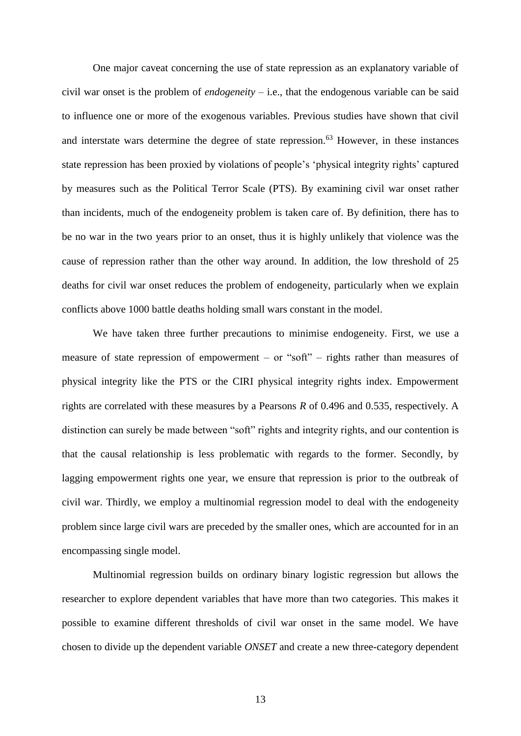One major caveat concerning the use of state repression as an explanatory variable of civil war onset is the problem of *endogeneity* – i.e., that the endogenous variable can be said to influence one or more of the exogenous variables. Previous studies have shown that civil and interstate wars determine the degree of state repression.[63] However, in these instances state repression has been proxied by violations of people's 'physical integrity rights' captured by measures such as the Political Terror Scale (PTS). By examining civil war onset rather than incidents, much of the endogeneity problem is taken care of. By definition, there has to be no war in the two years prior to an onset, thus it is highly unlikely that violence was the cause of repression rather than the other way around. In addition, the low threshold of 25 deaths for civil war onset reduces the problem of endogeneity, particularly when we explain conflicts above 1000 battle deaths holding small wars constant in the model.

We have taken three further precautions to minimise endogeneity. First, we use a measure of state repression of empowerment – or "soft" – rights rather than measures of physical integrity like the PTS or the CIRI physical integrity rights index. Empowerment rights are correlated with these measures by a Pearsons $R$ of 0.496 and 0.535, respectively. A distinction can surely be made between "soft" rights and integrity rights, and our contention is that the causal relationship is less problematic with regards to the former. Secondly, by lagging empowerment rights one year, we ensure that repression is prior to the outbreak of civil war. Thirdly, we employ a multinomial regression model to deal with the endogeneity problem since large civil wars are preceded by the smaller ones, which are accounted for in an encompassing single model.

Multinomial regression builds on ordinary binary logistic regression but allows the researcher to explore dependent variables that have more than two categories. This makes it possible to examine different thresholds of civil war onset in the same model. We have chosen to divide up the dependent variable *ONSET* and create a new three-category dependent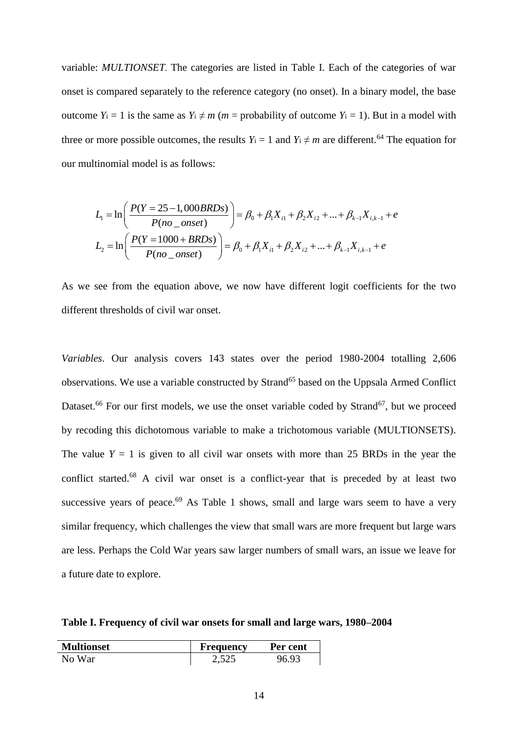variable: *MULTIONSET*. The categories are listed in Table I. Each of the categories of war onset is compared separately to the reference category (no onset). In a binary model, the base outcome $Y_i = 1$ is the same as $Y_i \neq m$ ($m$ = probability of outcome $Y_i = 1$). But in a model with three or more possible outcomes, the results $Y_i = 1$ and $Y_i \neq m$ are different.[64] The equation for our multinomial model is as follows:

$$L_1 = \ln\left(\frac{P(Y = 25 - 1{,}000BRDs)}{P(no\_onset)}\right) = \beta_0 + \beta_1 X_{i1} + \beta_2 X_{i2} + ... + \beta_{k-1} X_{i,k-1} + e$$

$$L_2 = \ln\left(\frac{P(Y = 1000 + BRDs)}{P(no\_onset)}\right) = \beta_0 + \beta_1 X_{i1} + \beta_2 X_{i2} + ... + \beta_{k-1} X_{i,k-1} + e$$

As we see from the equation above, we now have different logit coefficients for the two different thresholds of civil war onset.

*Variables.* Our analysis covers 143 states over the period 1980-2004 totalling 2,606 observations. We use a variable constructed by Strand[65] based on the Uppsala Armed Conflict Dataset.[66] For our first models, we use the onset variable coded by Strand[67], but we proceed by recoding this dichotomous variable to make a trichotomous variable (MULTIONSETS). The value $Y = 1$ is given to all civil war onsets with more than 25 BRDs in the year the conflict started.[68] A civil war onset is a conflict-year that is preceded by at least two successive years of peace.[69] As Table 1 shows, small and large wars seem to have a very similar frequency, which challenges the view that small wars are more frequent but large wars are less. Perhaps the Cold War years saw larger numbers of small wars, an issue we leave for a future date to explore.

**Table I. Frequency of civil war onsets for small and large wars, 1980–2004**

| Multionset | Frequency | Per cent |
|---|---|---|
| No War | 2,525 | 96.93 |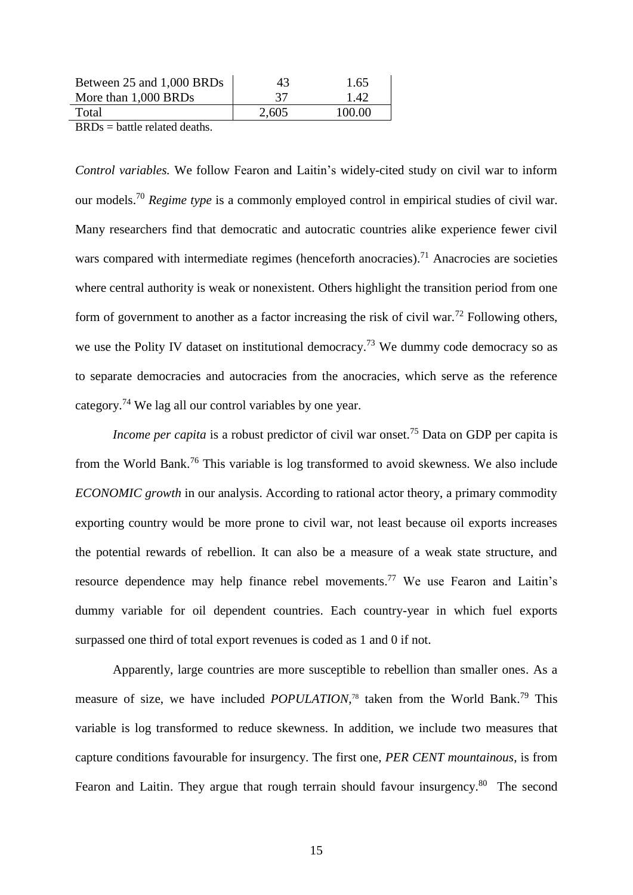| Between 25 and 1,000 BRDs | 43 | 1.65 |
|---|---|---|
| More than 1,000 BRDs | 37 | 1.42 |
| Total | 2,605 | 100.00 |

BRDs = battle related deaths.

*Control variables.* We follow Fearon and Laitin's widely-cited study on civil war to inform our models.[70] *Regime type* is a commonly employed control in empirical studies of civil war. Many researchers find that democratic and autocratic countries alike experience fewer civil wars compared with intermediate regimes (henceforth anocracies).[71] Anacrocies are societies where central authority is weak or nonexistent. Others highlight the transition period from one form of government to another as a factor increasing the risk of civil war.[72] Following others, we use the Polity IV dataset on institutional democracy.[73] We dummy code democracy so as to separate democracies and autocracies from the anocracies, which serve as the reference category.[74] We lag all our control variables by one year.

*Income per capita* is a robust predictor of civil war onset.[75] Data on GDP per capita is from the World Bank.[76] This variable is log transformed to avoid skewness. We also include *ECONOMIC growth* in our analysis. According to rational actor theory, a primary commodity exporting country would be more prone to civil war, not least because oil exports increases the potential rewards of rebellion. It can also be a measure of a weak state structure, and resource dependence may help finance rebel movements.[77] We use Fearon and Laitin's dummy variable for oil dependent countries. Each country-year in which fuel exports surpassed one third of total export revenues is coded as 1 and 0 if not.

Apparently, large countries are more susceptible to rebellion than smaller ones. As a measure of size, we have included *POPULATION*,[78] taken from the World Bank.[79] This variable is log transformed to reduce skewness. In addition, we include two measures that capture conditions favourable for insurgency. The first one, *PER CENT mountainous*, is from Fearon and Laitin. They argue that rough terrain should favour insurgency.[80] The second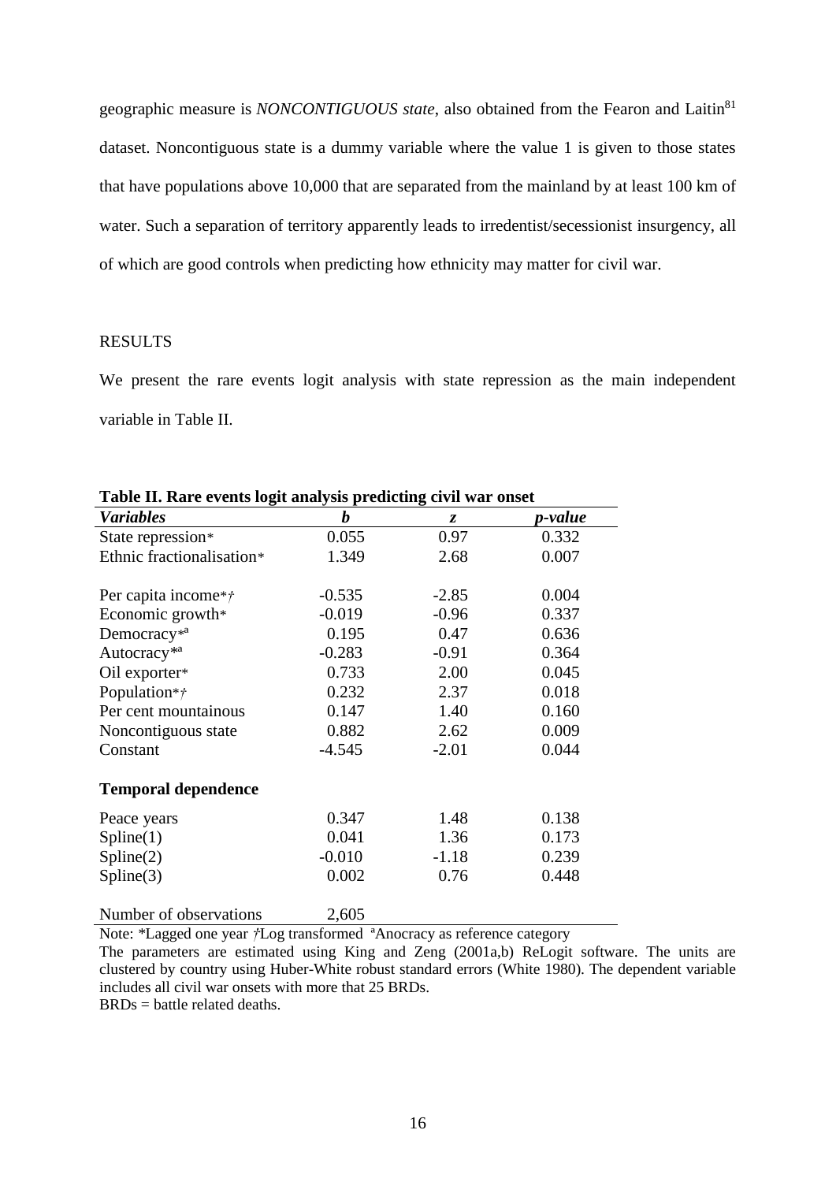geographic measure is *NONCONTIGUOUS state*, also obtained from the Fearon and Laitin[81] dataset. Noncontiguous state is a dummy variable where the value 1 is given to those states that have populations above 10,000 that are separated from the mainland by at least 100 km of water. Such a separation of territory apparently leads to irredentist/secessionist insurgency, all of which are good controls when predicting how ethnicity may matter for civil war.

## RESULTS

We present the rare events logit analysis with state repression as the main independent variable in Table II.

**Table II. Rare events logit analysis predicting civil war onset**

| *Variables* | *b* | *z* | *p-value* |
|---|---|---|---|
| State repression* | 0.055 | 0.97 | 0.332 |
| Ethnic fractionalisation* | 1.349 | 2.68 | 0.007 |
| | | | |
| Per capita income*† | -0.535 | -2.85 | 0.004 |
| Economic growth* | -0.019 | -0.96 | 0.337 |
| Democracy*[a] | 0.195 | 0.47 | 0.636 |
| Autocracy*[a] | -0.283 | -0.91 | 0.364 |
| Oil exporter* | 0.733 | 2.00 | 0.045 |
| Population*† | 0.232 | 2.37 | 0.018 |
| Per cent mountainous | 0.147 | 1.40 | 0.160 |
| Noncontiguous state | 0.882 | 2.62 | 0.009 |
| Constant | -4.545 | -2.01 | 0.044 |
| **Temporal dependence** | | | |
| Peace years | 0.347 | 1.48 | 0.138 |
| Spline(1) | 0.041 | 1.36 | 0.173 |
| Spline(2) | -0.010 | -1.18 | 0.239 |
| Spline(3) | 0.002 | 0.76 | 0.448 |
| | | | |
| Number of observations | 2,605 | | |

Note: *Lagged one year †Log transformed [a]Anocracy as reference category

The parameters are estimated using King and Zeng (2001a,b) ReLogit software. The units are clustered by country using Huber-White robust standard errors (White 1980). The dependent variable includes all civil war onsets with more that 25 BRDs.

BRDs = battle related deaths.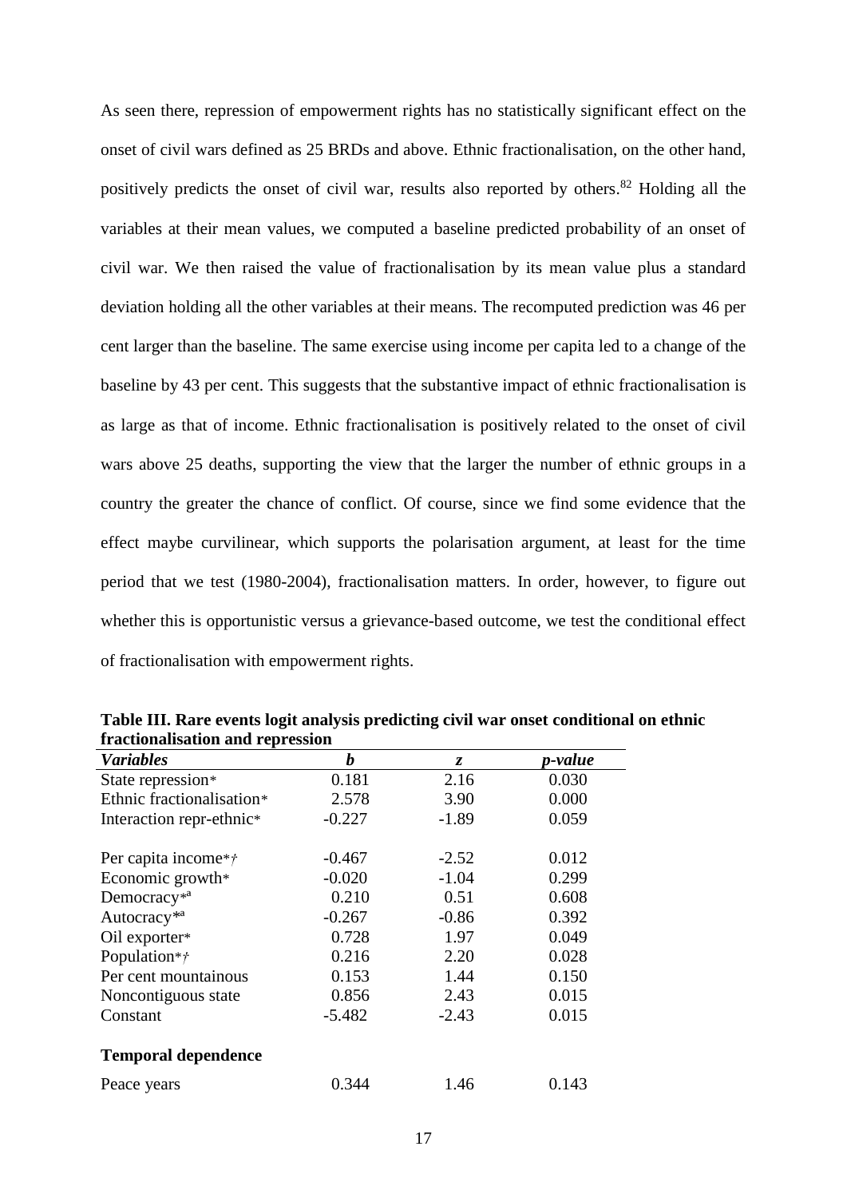As seen there, repression of empowerment rights has no statistically significant effect on the onset of civil wars defined as 25 BRDs and above. Ethnic fractionalisation, on the other hand, positively predicts the onset of civil war, results also reported by others.[82] Holding all the variables at their mean values, we computed a baseline predicted probability of an onset of civil war. We then raised the value of fractionalisation by its mean value plus a standard deviation holding all the other variables at their means. The recomputed prediction was 46 per cent larger than the baseline. The same exercise using income per capita led to a change of the baseline by 43 per cent. This suggests that the substantive impact of ethnic fractionalisation is as large as that of income. Ethnic fractionalisation is positively related to the onset of civil wars above 25 deaths, supporting the view that the larger the number of ethnic groups in a country the greater the chance of conflict. Of course, since we find some evidence that the effect maybe curvilinear, which supports the polarisation argument, at least for the time period that we test (1980-2004), fractionalisation matters. In order, however, to figure out whether this is opportunistic versus a grievance-based outcome, we test the conditional effect of fractionalisation with empowerment rights.

**Table III. Rare events logit analysis predicting civil war onset conditional on ethnic fractionalisation and repression**

| *Variables* | *b* | *z* | *p-value* |
|---|---|---|---|
| State repression* | 0.181 | 2.16 | 0.030 |
| Ethnic fractionalisation* | 2.578 | 3.90 | 0.000 |
| Interaction repr-ethnic* | -0.227 | -1.89 | 0.059 |
| | | | |
| Per capita income*† | -0.467 | -2.52 | 0.012 |
| Economic growth* | -0.020 | -1.04 | 0.299 |
| Democracy*[a] | 0.210 | 0.51 | 0.608 |
| Autocracy*[a] | -0.267 | -0.86 | 0.392 |
| Oil exporter* | 0.728 | 1.97 | 0.049 |
| Population*† | 0.216 | 2.20 | 0.028 |
| Per cent mountainous | 0.153 | 1.44 | 0.150 |
| Noncontiguous state | 0.856 | 2.43 | 0.015 |
| Constant | -5.482 | -2.43 | 0.015 |
| | | | |
| **Temporal dependence** | | | |
| Peace years | 0.344 | 1.46 | 0.143 |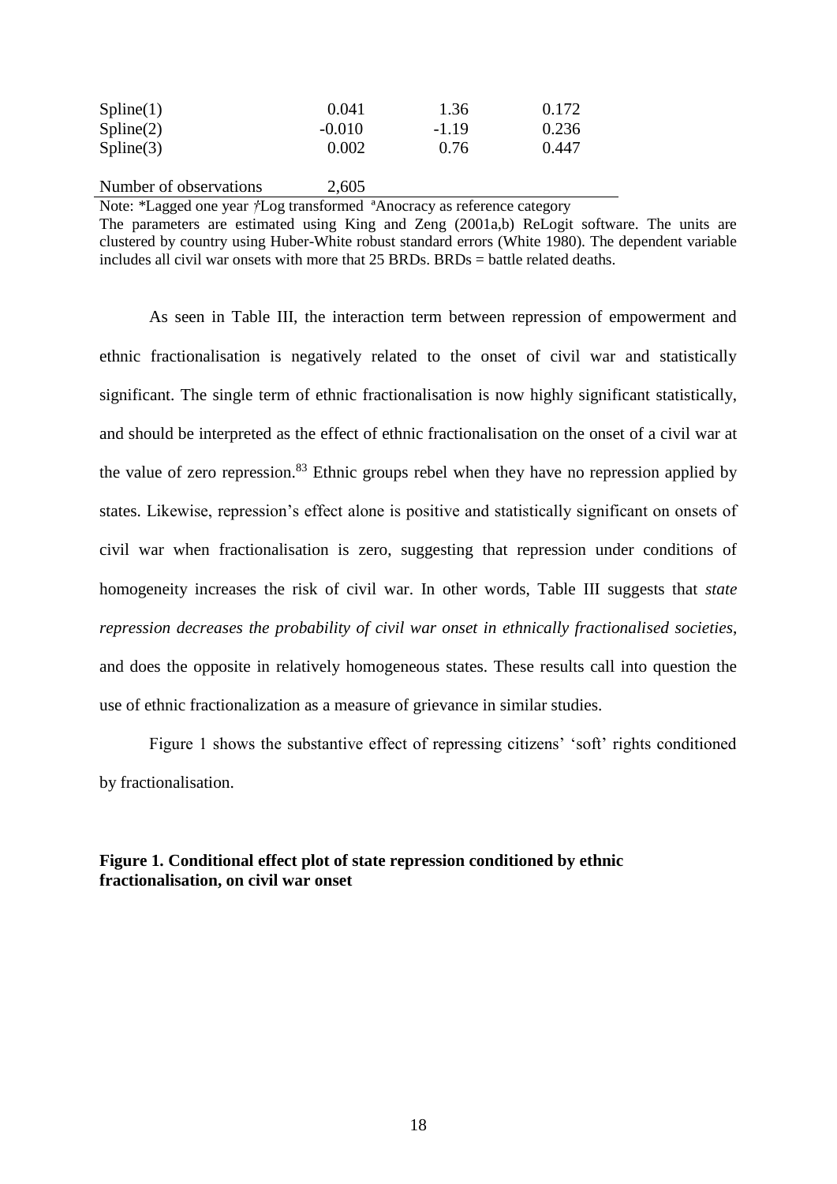| | | | |
|---|---|---|---|
| Spline(1) | 0.041 | 1.36 | 0.172 |
| Spline(2) | -0.010 | -1.19 | 0.236 |
| Spline(3) | 0.002 | 0.76 | 0.447 |
| Number of observations | 2,605 | | |

Note: *Lagged one year †Log transformed [a]Anocracy as reference category
The parameters are estimated using King and Zeng (2001a,b) ReLogit software. The units are clustered by country using Huber-White robust standard errors (White 1980). The dependent variable includes all civil war onsets with more that 25 BRDs. BRDs = battle related deaths.

As seen in Table III, the interaction term between repression of empowerment and ethnic fractionalisation is negatively related to the onset of civil war and statistically significant. The single term of ethnic fractionalisation is now highly significant statistically, and should be interpreted as the effect of ethnic fractionalisation on the onset of a civil war at the value of zero repression.[83] Ethnic groups rebel when they have no repression applied by states. Likewise, repression's effect alone is positive and statistically significant on onsets of civil war when fractionalisation is zero, suggesting that repression under conditions of homogeneity increases the risk of civil war. In other words, Table III suggests that *state repression decreases the probability of civil war onset in ethnically fractionalised societies*, and does the opposite in relatively homogeneous states. These results call into question the use of ethnic fractionalization as a measure of grievance in similar studies.

Figure 1 shows the substantive effect of repressing citizens' 'soft' rights conditioned by fractionalisation.

**Figure 1. Conditional effect plot of state repression conditioned by ethnic fractionalisation, on civil war onset**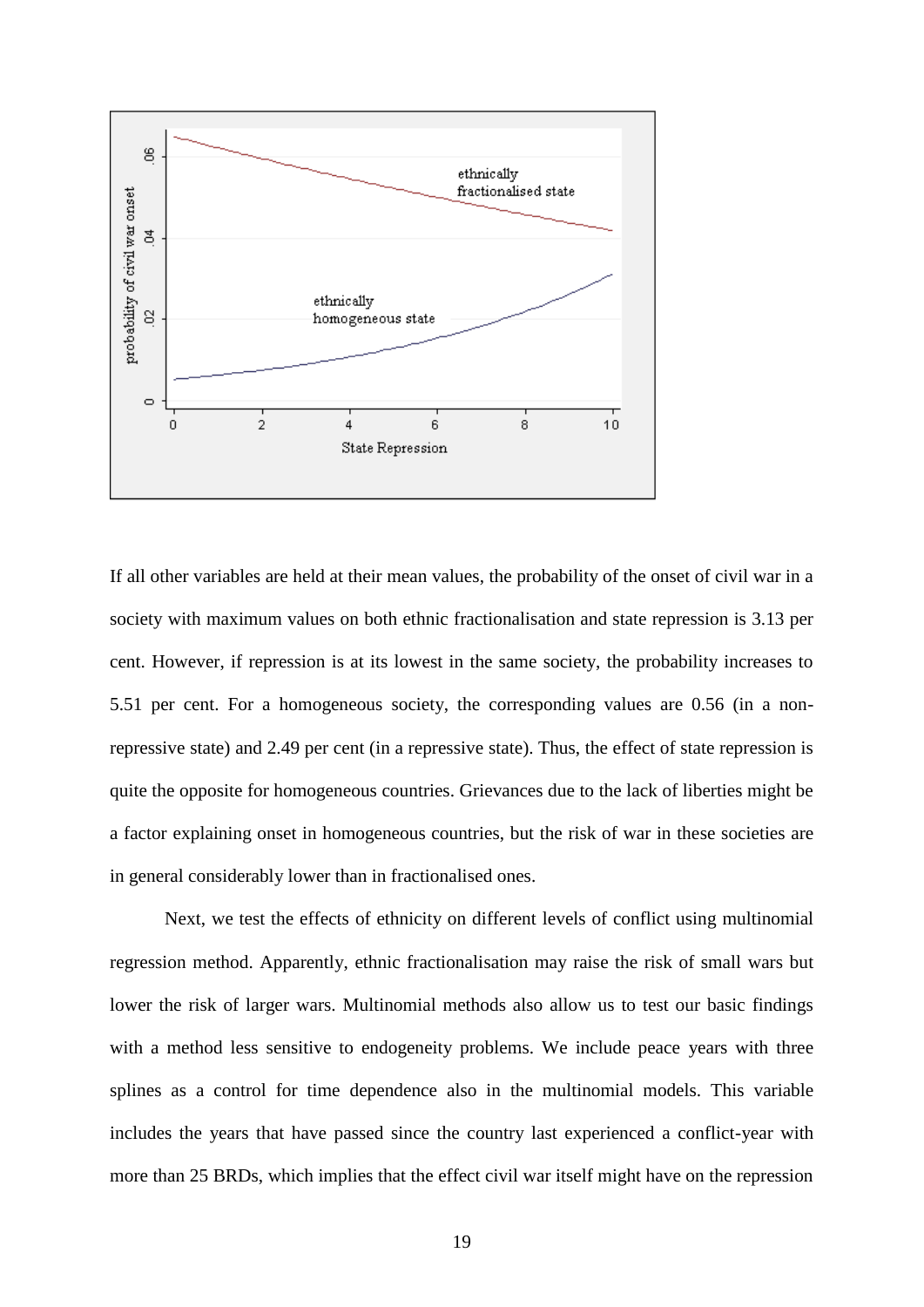If all other variables are held at their mean values, the probability of the onset of civil war in a society with maximum values on both ethnic fractionalisation and state repression is 3.13 per cent. However, if repression is at its lowest in the same society, the probability increases to 5.51 per cent. For a homogeneous society, the corresponding values are 0.56 (in a non-repressive state) and 2.49 per cent (in a repressive state). Thus, the effect of state repression is quite the opposite for homogeneous countries. Grievances due to the lack of liberties might be a factor explaining onset in homogeneous countries, but the risk of war in these societies are in general considerably lower than in fractionalised ones.

Next, we test the effects of ethnicity on different levels of conflict using multinomial regression method. Apparently, ethnic fractionalisation may raise the risk of small wars but lower the risk of larger wars. Multinomial methods also allow us to test our basic findings with a method less sensitive to endogeneity problems. We include peace years with three splines as a control for time dependence also in the multinomial models. This variable includes the years that have passed since the country last experienced a conflict-year with more than 25 BRDs, which implies that the effect civil war itself might have on the repression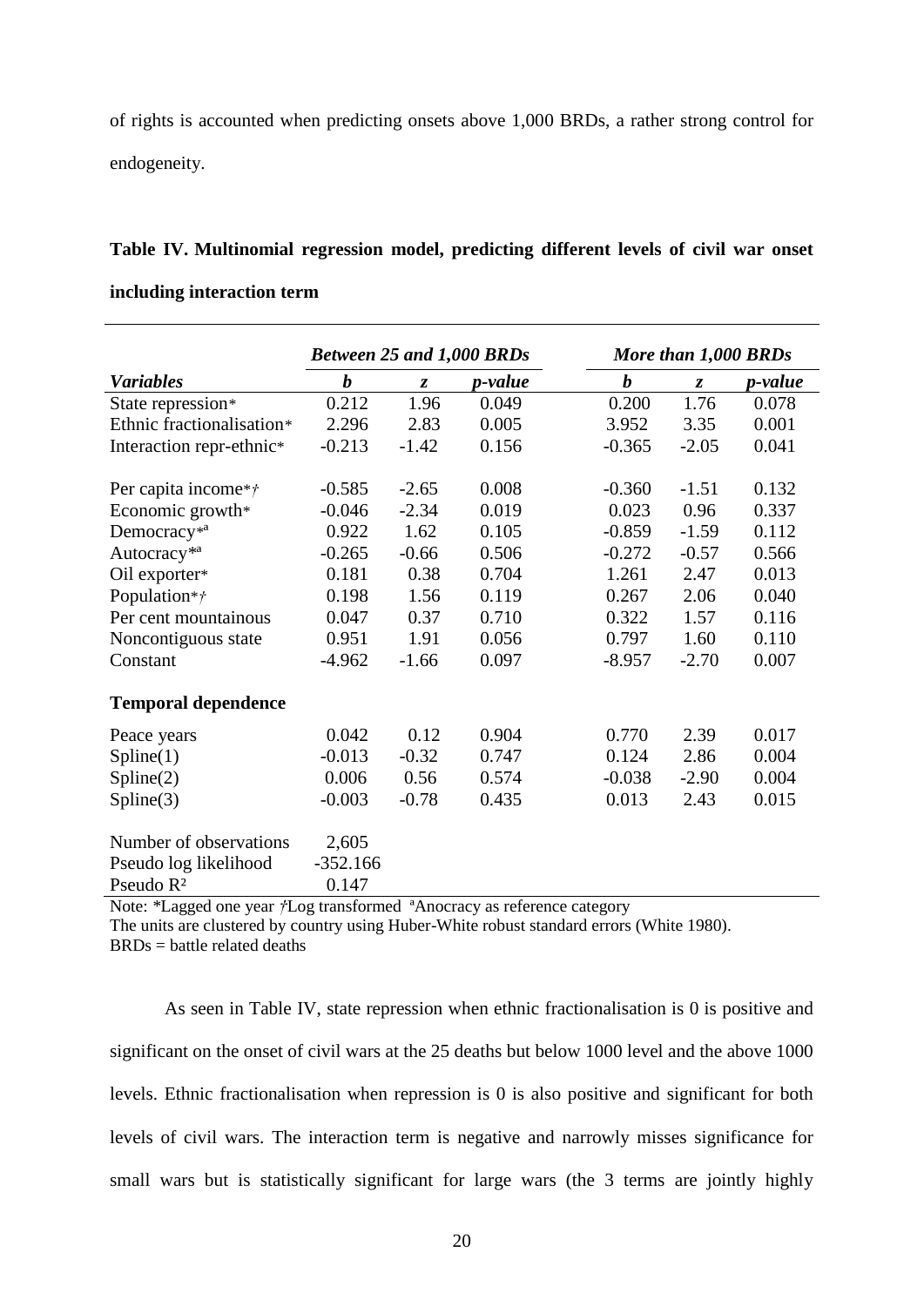of rights is accounted when predicting onsets above 1,000 BRDs, a rather strong control for endogeneity.

**Table IV. Multinomial regression model, predicting different levels of civil war onset including interaction term**

| | ***Between 25 and 1,000 BRDs*** | | | ***More than 1,000 BRDs*** | | |
|---|---|---|---|---|---|---|
| ***Variables*** | ***b*** | ***z*** | ***p-value*** | ***b*** | ***z*** | ***p-value*** |
| State repression* | 0.212 | 1.96 | 0.049 | 0.200 | 1.76 | 0.078 |
| Ethnic fractionalisation* | 2.296 | 2.83 | 0.005 | 3.952 | 3.35 | 0.001 |
| Interaction repr-ethnic* | -0.213 | -1.42 | 0.156 | -0.365 | -2.05 | 0.041 |
| Per capita income*† | -0.585 | -2.65 | 0.008 | -0.360 | -1.51 | 0.132 |
| Economic growth* | -0.046 | -2.34 | 0.019 | 0.023 | 0.96 | 0.337 |
| Democracy*[a] | 0.922 | 1.62 | 0.105 | -0.859 | -1.59 | 0.112 |
| Autocracy*[a] | -0.265 | -0.66 | 0.506 | -0.272 | -0.57 | 0.566 |
| Oil exporter* | 0.181 | 0.38 | 0.704 | 1.261 | 2.47 | 0.013 |
| Population*† | 0.198 | 1.56 | 0.119 | 0.267 | 2.06 | 0.040 |
| Per cent mountainous | 0.047 | 0.37 | 0.710 | 0.322 | 1.57 | 0.116 |
| Noncontiguous state | 0.951 | 1.91 | 0.056 | 0.797 | 1.60 | 0.110 |
| Constant | -4.962 | -1.66 | 0.097 | -8.957 | -2.70 | 0.007 |
| **Temporal dependence** | | | | | | |
| Peace years | 0.042 | 0.12 | 0.904 | 0.770 | 2.39 | 0.017 |
| Spline(1) | -0.013 | -0.32 | 0.747 | 0.124 | 2.86 | 0.004 |
| Spline(2) | 0.006 | 0.56 | 0.574 | -0.038 | -2.90 | 0.004 |
| Spline(3) | -0.003 | -0.78 | 0.435 | 0.013 | 2.43 | 0.015 |
| Number of observations | 2,605 | | | | | |
| Pseudo log likelihood | -352.166 | | | | | |
| Pseudo $R^2$ | 0.147 | | | | | |

Note: *Lagged one year †Log transformed [a]Anocracy as reference category
The units are clustered by country using Huber-White robust standard errors (White 1980).
BRDs = battle related deaths

As seen in Table IV, state repression when ethnic fractionalisation is 0 is positive and significant on the onset of civil wars at the 25 deaths but below 1000 level and the above 1000 levels. Ethnic fractionalisation when repression is 0 is also positive and significant for both levels of civil wars. The interaction term is negative and narrowly misses significance for small wars but is statistically significant for large wars (the 3 terms are jointly highly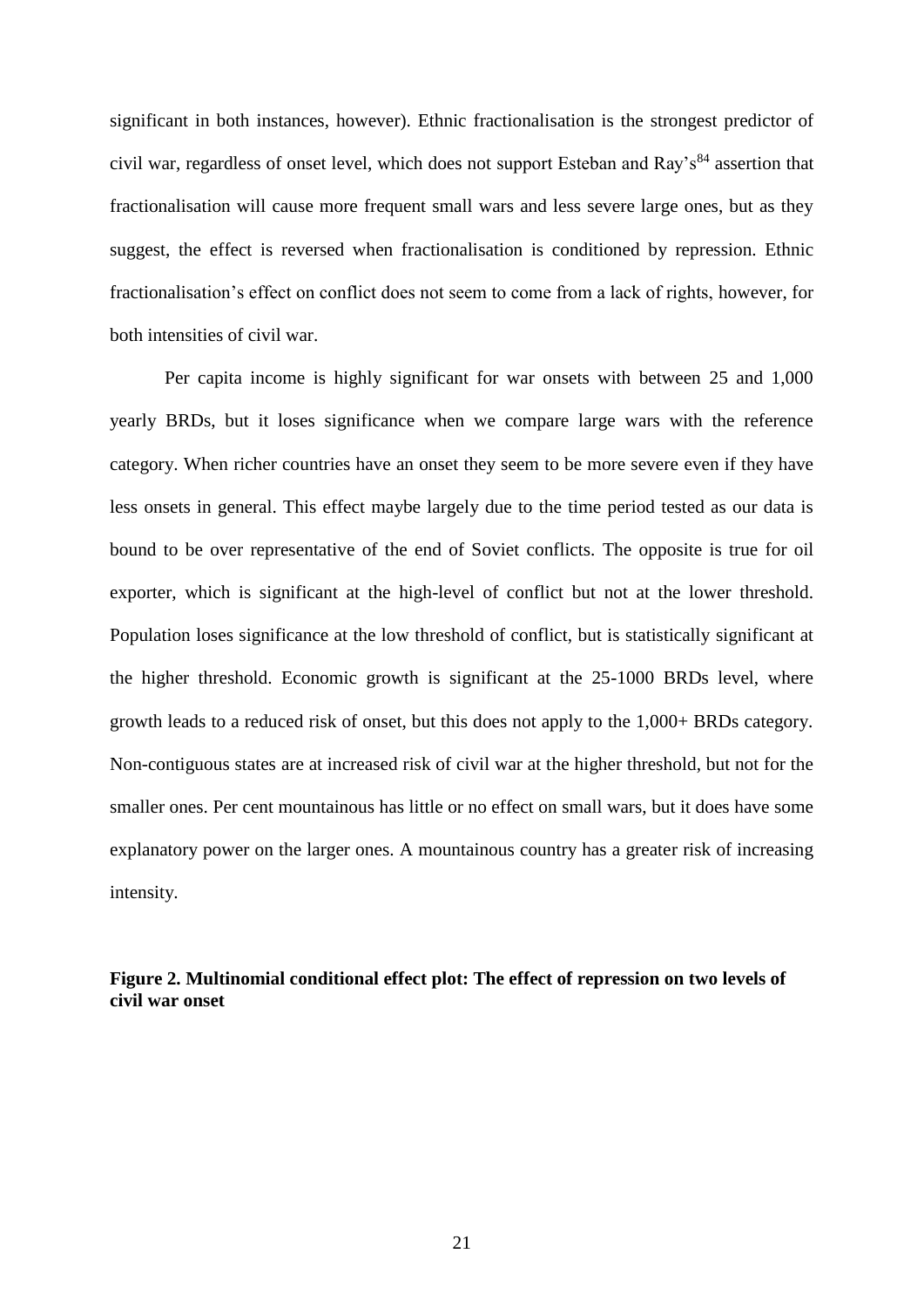significant in both instances, however). Ethnic fractionalisation is the strongest predictor of civil war, regardless of onset level, which does not support Esteban and Ray's[84] assertion that fractionalisation will cause more frequent small wars and less severe large ones, but as they suggest, the effect is reversed when fractionalisation is conditioned by repression. Ethnic fractionalisation's effect on conflict does not seem to come from a lack of rights, however, for both intensities of civil war.

Per capita income is highly significant for war onsets with between 25 and 1,000 yearly BRDs, but it loses significance when we compare large wars with the reference category. When richer countries have an onset they seem to be more severe even if they have less onsets in general. This effect maybe largely due to the time period tested as our data is bound to be over representative of the end of Soviet conflicts. The opposite is true for oil exporter, which is significant at the high-level of conflict but not at the lower threshold. Population loses significance at the low threshold of conflict, but is statistically significant at the higher threshold. Economic growth is significant at the 25-1000 BRDs level, where growth leads to a reduced risk of onset, but this does not apply to the 1,000+ BRDs category. Non-contiguous states are at increased risk of civil war at the higher threshold, but not for the smaller ones. Per cent mountainous has little or no effect on small wars, but it does have some explanatory power on the larger ones. A mountainous country has a greater risk of increasing intensity.

**Figure 2. Multinomial conditional effect plot: The effect of repression on two levels of civil war onset**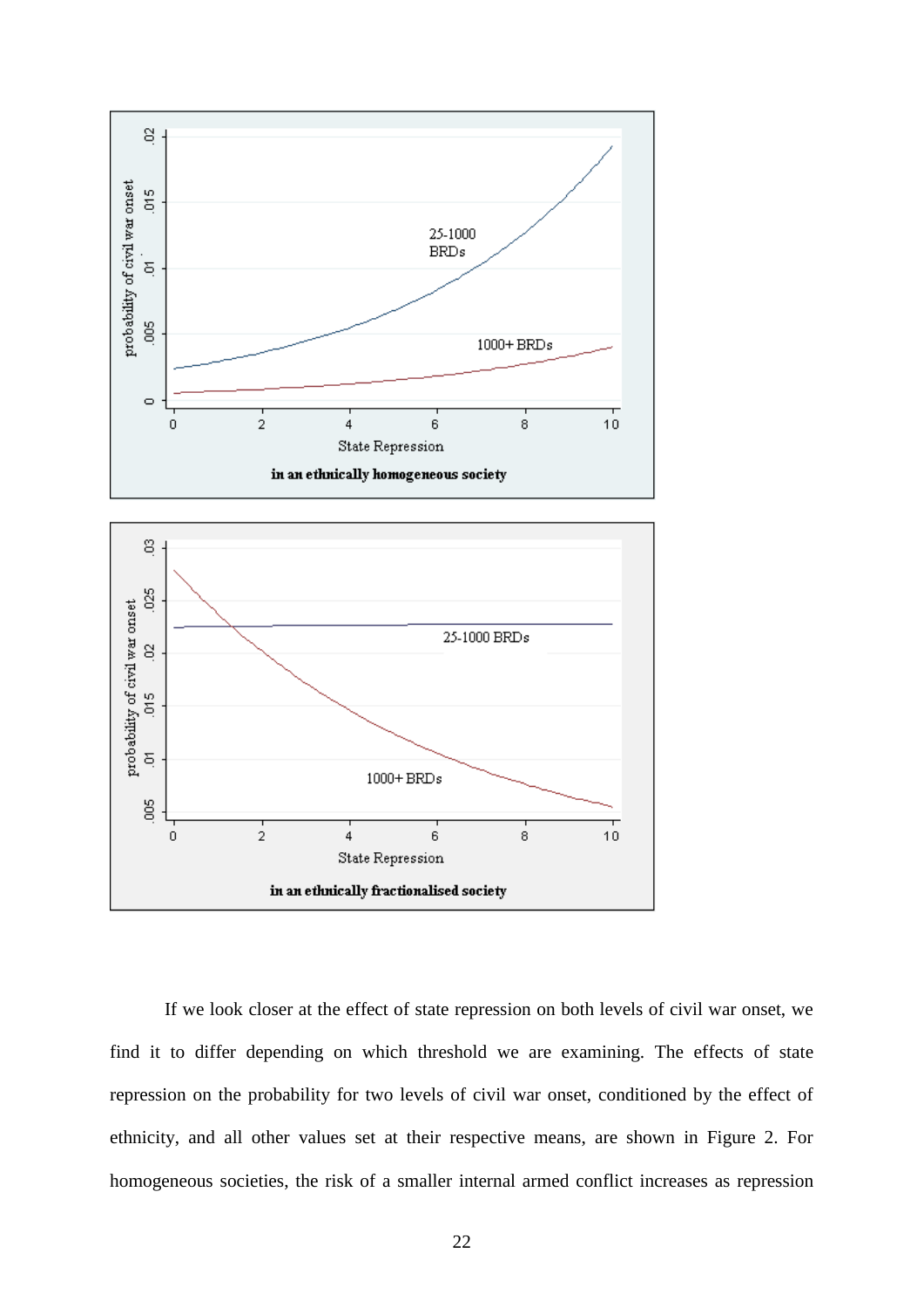If we look closer at the effect of state repression on both levels of civil war onset, we find it to differ depending on which threshold we are examining. The effects of state repression on the probability for two levels of civil war onset, conditioned by the effect of ethnicity, and all other values set at their respective means, are shown in Figure 2. For homogeneous societies, the risk of a smaller internal armed conflict increases as repression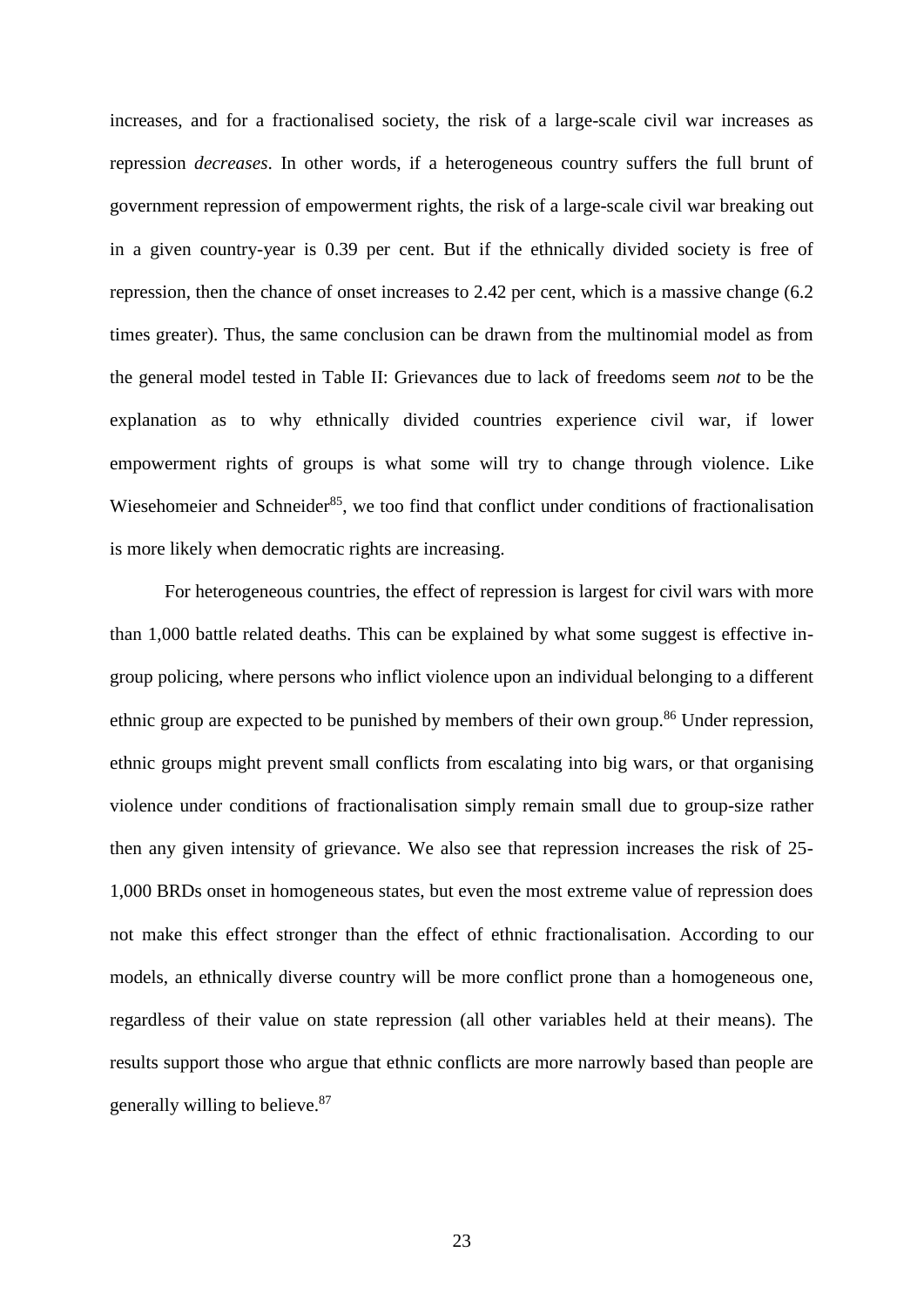increases, and for a fractionalised society, the risk of a large-scale civil war increases as repression *decreases*. In other words, if a heterogeneous country suffers the full brunt of government repression of empowerment rights, the risk of a large-scale civil war breaking out in a given country-year is 0.39 per cent. But if the ethnically divided society is free of repression, then the chance of onset increases to 2.42 per cent, which is a massive change (6.2 times greater). Thus, the same conclusion can be drawn from the multinomial model as from the general model tested in Table II: Grievances due to lack of freedoms seem *not* to be the explanation as to why ethnically divided countries experience civil war, if lower empowerment rights of groups is what some will try to change through violence. Like Wiesehomeier and Schneider[85], we too find that conflict under conditions of fractionalisation is more likely when democratic rights are increasing.

For heterogeneous countries, the effect of repression is largest for civil wars with more than 1,000 battle related deaths. This can be explained by what some suggest is effective in-group policing, where persons who inflict violence upon an individual belonging to a different ethnic group are expected to be punished by members of their own group.[86] Under repression, ethnic groups might prevent small conflicts from escalating into big wars, or that organising violence under conditions of fractionalisation simply remain small due to group-size rather then any given intensity of grievance. We also see that repression increases the risk of 25-1,000 BRDs onset in homogeneous states, but even the most extreme value of repression does not make this effect stronger than the effect of ethnic fractionalisation. According to our models, an ethnically diverse country will be more conflict prone than a homogeneous one, regardless of their value on state repression (all other variables held at their means). The results support those who argue that ethnic conflicts are more narrowly based than people are generally willing to believe.[87]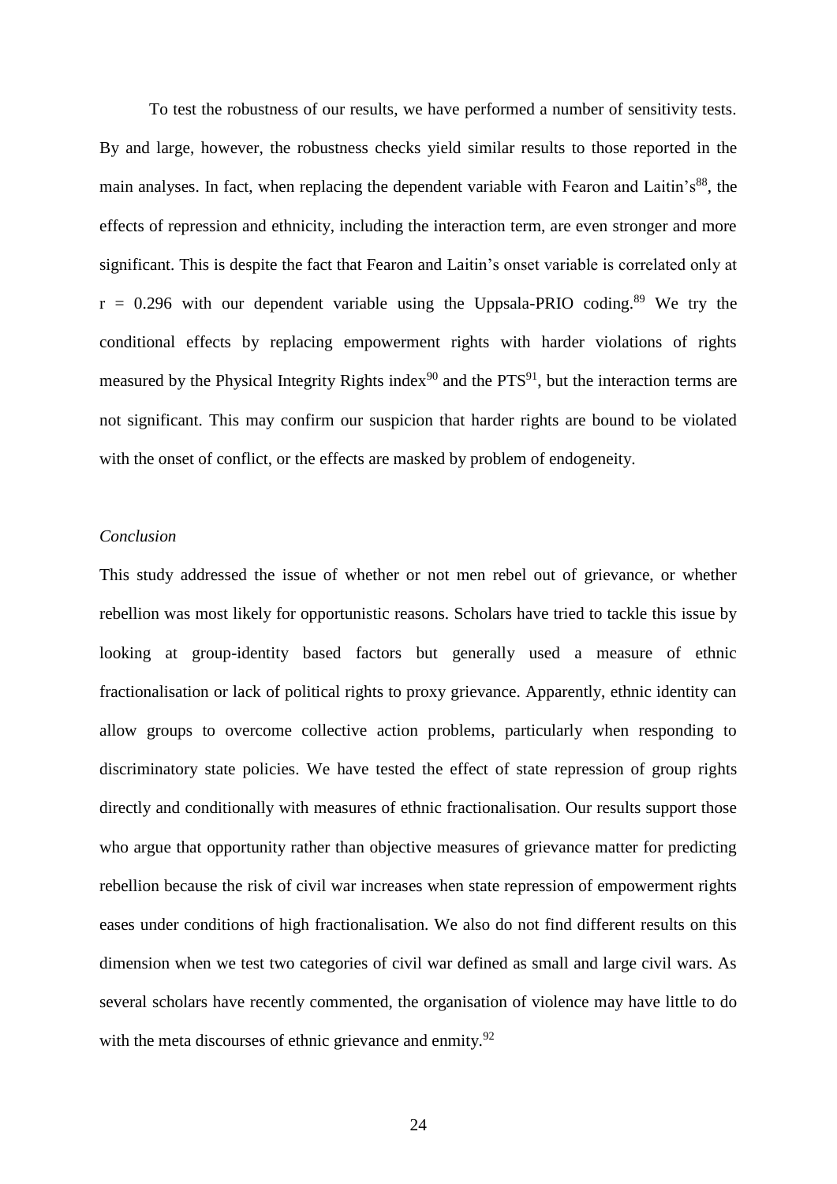To test the robustness of our results, we have performed a number of sensitivity tests. By and large, however, the robustness checks yield similar results to those reported in the main analyses. In fact, when replacing the dependent variable with Fearon and Laitin's[88], the effects of repression and ethnicity, including the interaction term, are even stronger and more significant. This is despite the fact that Fearon and Laitin's onset variable is correlated only at $r = 0.296$ with our dependent variable using the Uppsala-PRIO coding.[89] We try the conditional effects by replacing empowerment rights with harder violations of rights measured by the Physical Integrity Rights index[90] and the PTS[91], but the interaction terms are not significant. This may confirm our suspicion that harder rights are bound to be violated with the onset of conflict, or the effects are masked by problem of endogeneity.

*Conclusion*

This study addressed the issue of whether or not men rebel out of grievance, or whether rebellion was most likely for opportunistic reasons. Scholars have tried to tackle this issue by looking at group-identity based factors but generally used a measure of ethnic fractionalisation or lack of political rights to proxy grievance. Apparently, ethnic identity can allow groups to overcome collective action problems, particularly when responding to discriminatory state policies. We have tested the effect of state repression of group rights directly and conditionally with measures of ethnic fractionalisation. Our results support those who argue that opportunity rather than objective measures of grievance matter for predicting rebellion because the risk of civil war increases when state repression of empowerment rights eases under conditions of high fractionalisation. We also do not find different results on this dimension when we test two categories of civil war defined as small and large civil wars. As several scholars have recently commented, the organisation of violence may have little to do with the meta discourses of ethnic grievance and enmity.[92]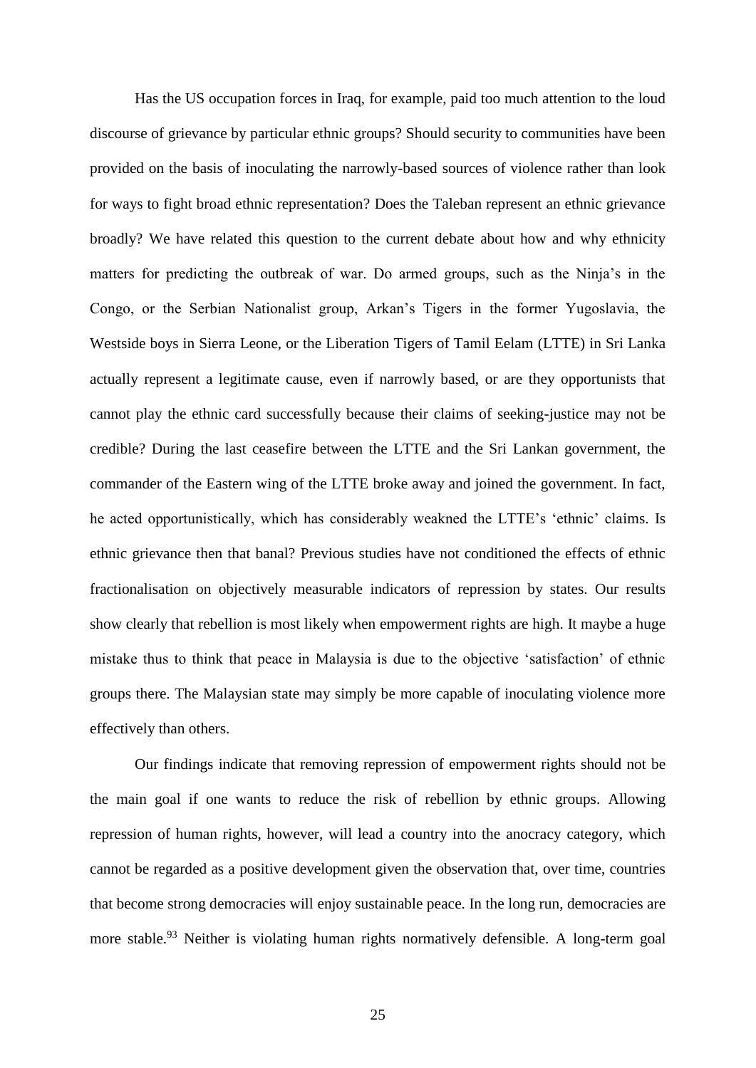Has the US occupation forces in Iraq, for example, paid too much attention to the loud discourse of grievance by particular ethnic groups? Should security to communities have been provided on the basis of inoculating the narrowly-based sources of violence rather than look for ways to fight broad ethnic representation? Does the Taleban represent an ethnic grievance broadly? We have related this question to the current debate about how and why ethnicity matters for predicting the outbreak of war. Do armed groups, such as the Ninja's in the Congo, or the Serbian Nationalist group, Arkan's Tigers in the former Yugoslavia, the Westside boys in Sierra Leone, or the Liberation Tigers of Tamil Eelam (LTTE) in Sri Lanka actually represent a legitimate cause, even if narrowly based, or are they opportunists that cannot play the ethnic card successfully because their claims of seeking-justice may not be credible? During the last ceasefire between the LTTE and the Sri Lankan government, the commander of the Eastern wing of the LTTE broke away and joined the government. In fact, he acted opportunistically, which has considerably weakned the LTTE's 'ethnic' claims. Is ethnic grievance then that banal? Previous studies have not conditioned the effects of ethnic fractionalisation on objectively measurable indicators of repression by states. Our results show clearly that rebellion is most likely when empowerment rights are high. It maybe a huge mistake thus to think that peace in Malaysia is due to the objective 'satisfaction' of ethnic groups there. The Malaysian state may simply be more capable of inoculating violence more effectively than others.

Our findings indicate that removing repression of empowerment rights should not be the main goal if one wants to reduce the risk of rebellion by ethnic groups. Allowing repression of human rights, however, will lead a country into the anocracy category, which cannot be regarded as a positive development given the observation that, over time, countries that become strong democracies will enjoy sustainable peace. In the long run, democracies are more stable.[93] Neither is violating human rights normatively defensible. A long-term goal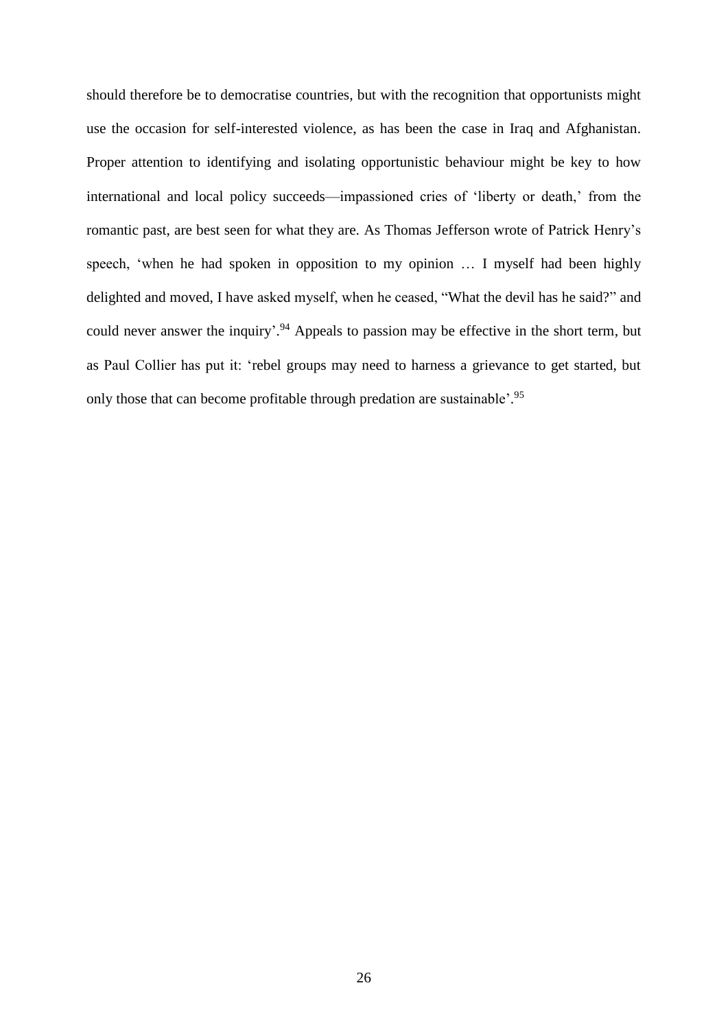should therefore be to democratise countries, but with the recognition that opportunists might use the occasion for self-interested violence, as has been the case in Iraq and Afghanistan. Proper attention to identifying and isolating opportunistic behaviour might be key to how international and local policy succeeds—impassioned cries of 'liberty or death,' from the romantic past, are best seen for what they are. As Thomas Jefferson wrote of Patrick Henry's speech, 'when he had spoken in opposition to my opinion … I myself had been highly delighted and moved, I have asked myself, when he ceased, "What the devil has he said?" and could never answer the inquiry'.[94] Appeals to passion may be effective in the short term, but as Paul Collier has put it: 'rebel groups may need to harness a grievance to get started, but only those that can become profitable through predation are sustainable'.[95]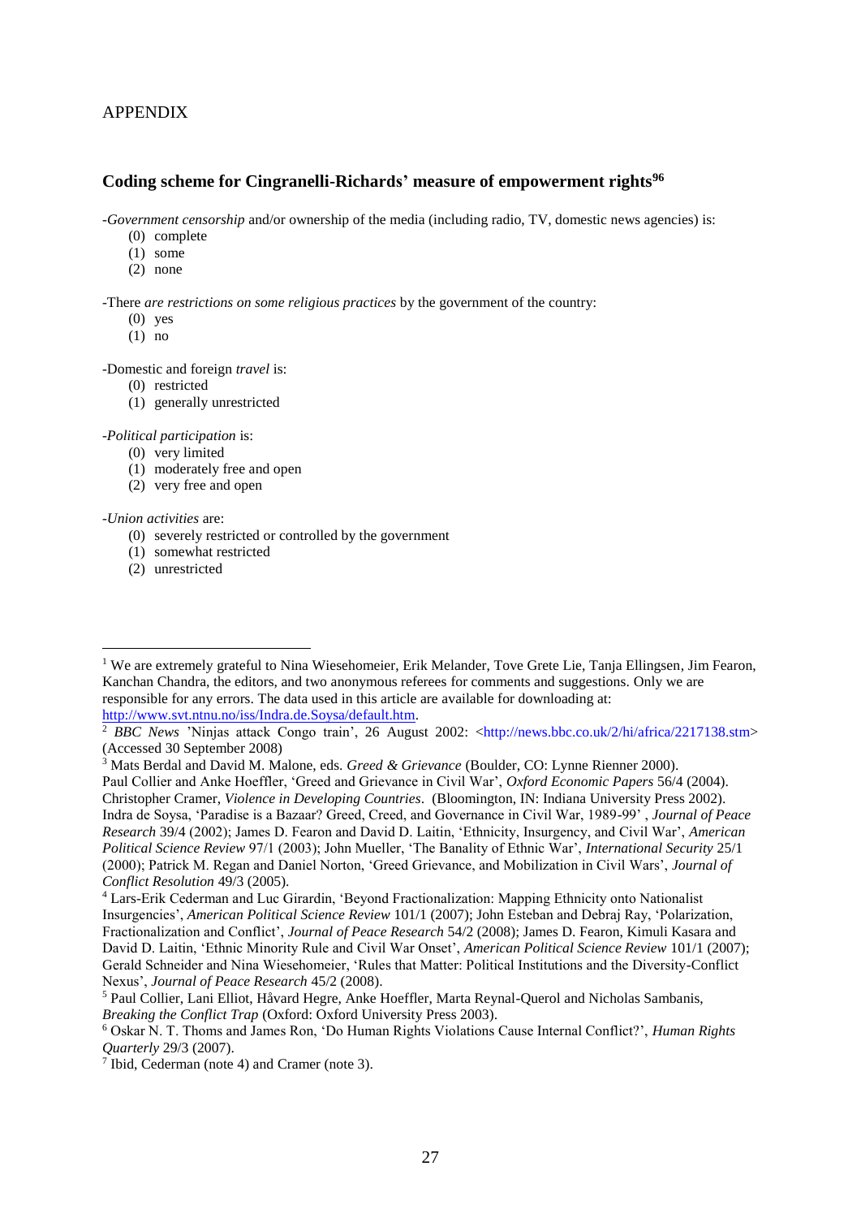APPENDIX

## Coding scheme for Cingranelli-Richards' measure of empowerment rights[96]

-*Government censorship* and/or ownership of the media (including radio, TV, domestic news agencies) is:

(0) complete
(1) some
(2) none

-There *are restrictions on some religious practices* by the government of the country:

(0) yes
(1) no

-Domestic and foreign *travel* is:

(0) restricted
(1) generally unrestricted

-*Political participation* is:

(0) very limited
(1) moderately free and open
(2) very free and open

-*Union activities* are:

(0) severely restricted or controlled by the government
(1) somewhat restricted
(2) unrestricted

---

[1] We are extremely grateful to Nina Wiesehomeier, Erik Melander, Tove Grete Lie, Tanja Ellingsen, Jim Fearon, Kanchan Chandra, the editors, and two anonymous referees for comments and suggestions. Only we are responsible for any errors. The data used in this article are available for downloading at: http://www.svt.ntnu.no/iss/Indra.de.Soysa/default.htm.

[2] *BBC News* 'Ninjas attack Congo train', 26 August 2002: <http://news.bbc.co.uk/2/hi/africa/2217138.stm> (Accessed 30 September 2008)

[3] Mats Berdal and David M. Malone, eds. *Greed & Grievance* (Boulder, CO: Lynne Rienner 2000). Paul Collier and Anke Hoeffler, 'Greed and Grievance in Civil War', *Oxford Economic Papers* 56/4 (2004). Christopher Cramer, *Violence in Developing Countries*. (Bloomington, IN: Indiana University Press 2002). Indra de Soysa, 'Paradise is a Bazaar? Greed, Creed, and Governance in Civil War, 1989-99' , *Journal of Peace Research* 39/4 (2002); James D. Fearon and David D. Laitin, 'Ethnicity, Insurgency, and Civil War', *American Political Science Review* 97/1 (2003); John Mueller, 'The Banality of Ethnic War', *International Security* 25/1 (2000); Patrick M. Regan and Daniel Norton, 'Greed Grievance, and Mobilization in Civil Wars', *Journal of Conflict Resolution* 49/3 (2005).

[4] Lars-Erik Cederman and Luc Girardin, 'Beyond Fractionalization: Mapping Ethnicity onto Nationalist Insurgencies', *American Political Science Review* 101/1 (2007); John Esteban and Debraj Ray, 'Polarization, Fractionalization and Conflict', *Journal of Peace Research* 54/2 (2008); James D. Fearon, Kimuli Kasara and David D. Laitin, 'Ethnic Minority Rule and Civil War Onset', *American Political Science Review* 101/1 (2007); Gerald Schneider and Nina Wiesehomeier, 'Rules that Matter: Political Institutions and the Diversity-Conflict Nexus', *Journal of Peace Research* 45/2 (2008).

[5] Paul Collier, Lani Elliot, Håvard Hegre, Anke Hoeffler, Marta Reynal-Querol and Nicholas Sambanis, *Breaking the Conflict Trap* (Oxford: Oxford University Press 2003).

[6] Oskar N. T. Thoms and James Ron, 'Do Human Rights Violations Cause Internal Conflict?', *Human Rights Quarterly* 29/3 (2007).

[7] Ibid, Cederman (note 4) and Cramer (note 3).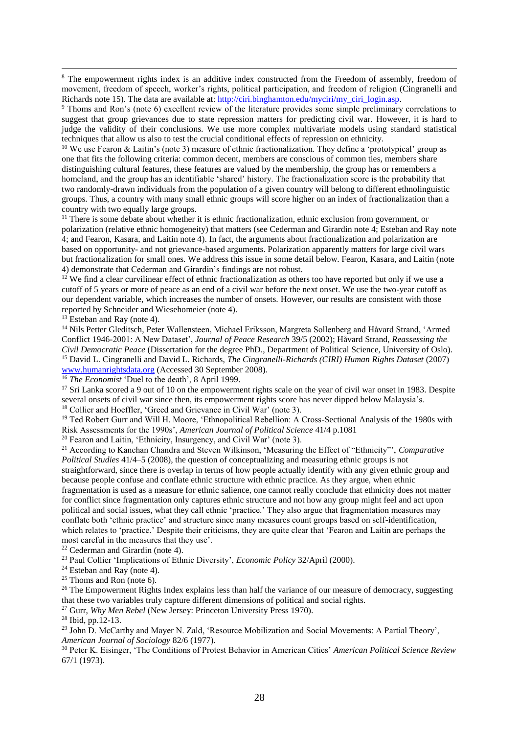[8] The empowerment rights index is an additive index constructed from the Freedom of assembly, freedom of movement, freedom of speech, worker's rights, political participation, and freedom of religion (Cingranelli and Richards note 15). The data are available at: http://ciri.binghamton.edu/myciri/my_ciri_login.asp.

[9] Thoms and Ron's (note 6) excellent review of the literature provides some simple preliminary correlations to suggest that group grievances due to state repression matters for predicting civil war. However, it is hard to judge the validity of their conclusions. We use more complex multivariate models using standard statistical techniques that allow us also to test the crucial conditional effects of repression on ethnicity.

[10] We use Fearon & Laitin's (note 3) measure of ethnic fractionalization. They define a 'prototypical' group as one that fits the following criteria: common decent, members are conscious of common ties, members share distinguishing cultural features, these features are valued by the membership, the group has or remembers a homeland, and the group has an identifiable 'shared' history. The fractionalization score is the probability that two randomly-drawn individuals from the population of a given country will belong to different ethnolinguistic groups. Thus, a country with many small ethnic groups will score higher on an index of fractionalization than a country with two equally large groups.

[11] There is some debate about whether it is ethnic fractionalization, ethnic exclusion from government, or polarization (relative ethnic homogeneity) that matters (see Cederman and Girardin note 4; Esteban and Ray note 4; and Fearon, Kasara, and Laitin note 4). In fact, the arguments about fractionalization and polarization are based on opportunity- and not grievance-based arguments. Polarization apparently matters for large civil wars but fractionalization for small ones. We address this issue in some detail below. Fearon, Kasara, and Laitin (note 4) demonstrate that Cederman and Girardin's findings are not robust.

[12] We find a clear curvilinear effect of ethnic fractionalization as others too have reported but only if we use a cutoff of 5 years or more of peace as an end of a civil war before the next onset. We use the two-year cutoff as our dependent variable, which increases the number of onsets. However, our results are consistent with those reported by Schneider and Wiesehomeier (note 4).

[13] Esteban and Ray (note 4).

[14] Nils Petter Gleditsch, Peter Wallensteen, Michael Eriksson, Margreta Sollenberg and Håvard Strand, 'Armed Conflict 1946-2001: A New Dataset', *Journal of Peace Research* 39/5 (2002); Håvard Strand, *Reassessing the Civil Democratic Peace* (Dissertation for the degree PhD., Department of Political Science, University of Oslo).

[15] David L. Cingranelli and David L. Richards, *The Cingranelli-Richards (CIRI) Human Rights Dataset* (2007) www.humanrightsdata.org (Accessed 30 September 2008).

[16] *The Economist* 'Duel to the death', 8 April 1999.

[17] Sri Lanka scored a 9 out of 10 on the empowerment rights scale on the year of civil war onset in 1983. Despite several onsets of civil war since then, its empowerment rights score has never dipped below Malaysia's.

[18] Collier and Hoeffler, 'Greed and Grievance in Civil War' (note 3).

[19] Ted Robert Gurr and Will H. Moore, 'Ethnopolitical Rebellion: A Cross-Sectional Analysis of the 1980s with Risk Assessments for the 1990s', *American Journal of Political Science* 41/4 p.1081

[20] Fearon and Laitin, 'Ethnicity, Insurgency, and Civil War' (note 3).

[21] According to Kanchan Chandra and Steven Wilkinson, 'Measuring the Effect of "Ethnicity"', *Comparative Political Studies* 41/4–5 (2008), the question of conceptualizing and measuring ethnic groups is not straightforward, since there is overlap in terms of how people actually identify with any given ethnic group and because people confuse and conflate ethnic structure with ethnic practice. As they argue, when ethnic fragmentation is used as a measure for ethnic salience, one cannot really conclude that ethnicity does not matter for conflict since fragmentation only captures ethnic structure and not how any group might feel and act upon political and social issues, what they call ethnic 'practice.' They also argue that fragmentation measures may conflate both 'ethnic practice' and structure since many measures count groups based on self-identification, which relates to 'practice.' Despite their criticisms, they are quite clear that 'Fearon and Laitin are perhaps the most careful in the measures that they use'.

[22] Cederman and Girardin (note 4).

[23] Paul Collier 'Implications of Ethnic Diversity', *Economic Policy* 32/April (2000).

[24] Esteban and Ray (note 4).

[25] Thoms and Ron (note 6).

[26] The Empowerment Rights Index explains less than half the variance of our measure of democracy, suggesting that these two variables truly capture different dimensions of political and social rights.

[27] Gurr, *Why Men Rebel* (New Jersey: Princeton University Press 1970).

[28] Ibid, pp.12-13.

[29] John D. McCarthy and Mayer N. Zald, 'Resource Mobilization and Social Movements: A Partial Theory', *American Journal of Sociology* 82/6 (1977).

[30] Peter K. Eisinger, 'The Conditions of Protest Behavior in American Cities' *American Political Science Review* 67/1 (1973).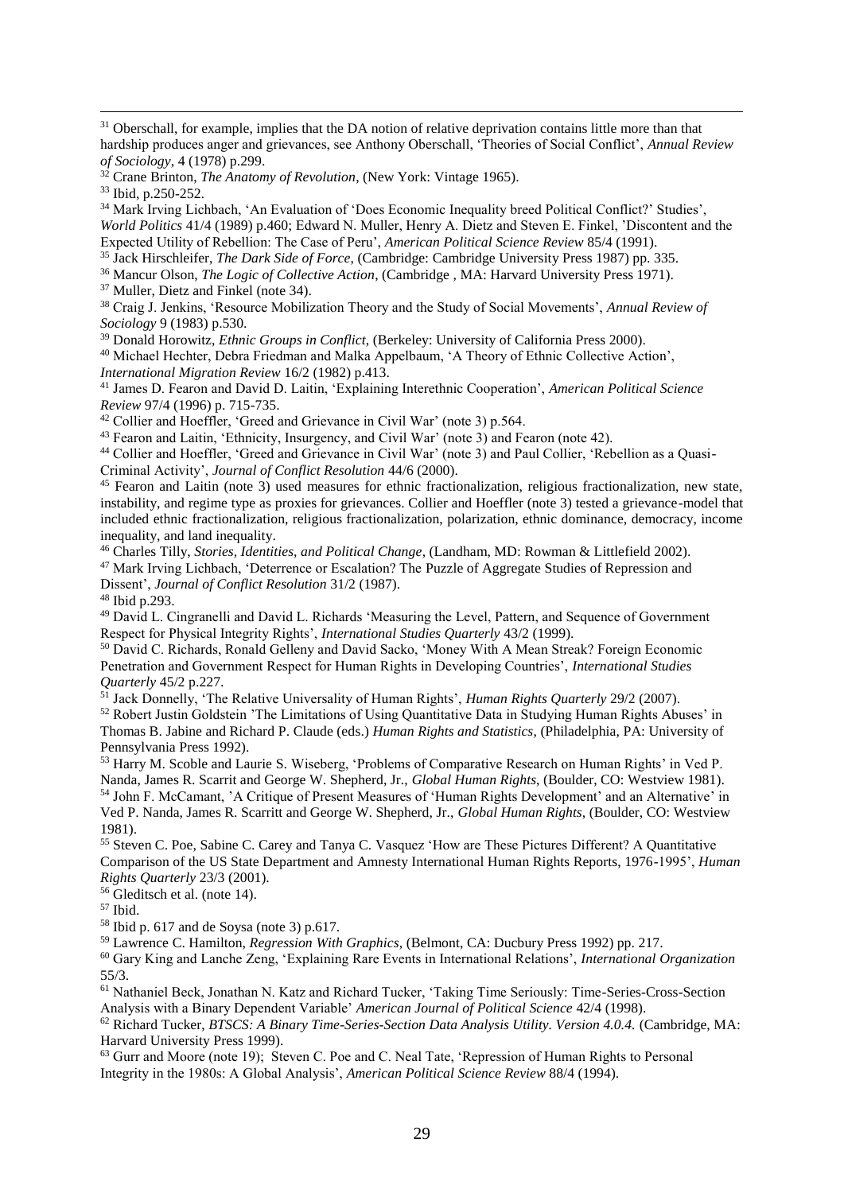[31] Oberschall, for example, implies that the DA notion of relative deprivation contains little more than that hardship produces anger and grievances, see Anthony Oberschall, 'Theories of Social Conflict', *Annual Review of Sociology,* 4 (1978) p.299.

[32] Crane Brinton, *The Anatomy of Revolution*, (New York: Vintage 1965).

[33] Ibid, p.250-252.

[34] Mark Irving Lichbach, 'An Evaluation of 'Does Economic Inequality breed Political Conflict?' Studies', *World Politics* 41/4 (1989) p.460; Edward N. Muller, Henry A. Dietz and Steven E. Finkel, 'Discontent and the Expected Utility of Rebellion: The Case of Peru', *American Political Science Review* 85/4 (1991).

[35] Jack Hirschleifer, *The Dark Side of Force,* (Cambridge: Cambridge University Press 1987) pp. 335.

[36] Mancur Olson, *The Logic of Collective Action*, (Cambridge , MA: Harvard University Press 1971).

[37] Muller, Dietz and Finkel (note 34).

[38] Craig J. Jenkins, 'Resource Mobilization Theory and the Study of Social Movements', *Annual Review of Sociology* 9 (1983) p.530.

[39] Donald Horowitz, *Ethnic Groups in Conflict*, (Berkeley: University of California Press 2000).

[40] Michael Hechter, Debra Friedman and Malka Appelbaum, 'A Theory of Ethnic Collective Action', *International Migration Review* 16/2 (1982) p.413.

[41] James D. Fearon and David D. Laitin, 'Explaining Interethnic Cooperation', *American Political Science Review* 97/4 (1996) p. 715-735.

[42] Collier and Hoeffler, 'Greed and Grievance in Civil War' (note 3) p.564.

[43] Fearon and Laitin, 'Ethnicity, Insurgency, and Civil War' (note 3) and Fearon (note 42).

[44] Collier and Hoeffler, 'Greed and Grievance in Civil War' (note 3) and Paul Collier, 'Rebellion as a Quasi-Criminal Activity', *Journal of Conflict Resolution* 44/6 (2000).

[45] Fearon and Laitin (note 3) used measures for ethnic fractionalization, religious fractionalization, new state, instability, and regime type as proxies for grievances. Collier and Hoeffler (note 3) tested a grievance-model that included ethnic fractionalization, religious fractionalization, polarization, ethnic dominance, democracy, income inequality, and land inequality.

[46] Charles Tilly, *Stories, Identities, and Political Change*, (Landham, MD: Rowman & Littlefield 2002).

[47] Mark Irving Lichbach, 'Deterrence or Escalation? The Puzzle of Aggregate Studies of Repression and Dissent', *Journal of Conflict Resolution* 31/2 (1987).

[48] Ibid p.293.

[49] David L. Cingranelli and David L. Richards 'Measuring the Level, Pattern, and Sequence of Government Respect for Physical Integrity Rights', *International Studies Quarterly* 43/2 (1999).

[50] David C. Richards, Ronald Gelleny and David Sacko, 'Money With A Mean Streak? Foreign Economic Penetration and Government Respect for Human Rights in Developing Countries', *International Studies Quarterly* 45/2 p.227.

[51] Jack Donnelly, 'The Relative Universality of Human Rights', *Human Rights Quarterly* 29/2 (2007).

[52] Robert Justin Goldstein 'The Limitations of Using Quantitative Data in Studying Human Rights Abuses' in Thomas B. Jabine and Richard P. Claude (eds.) *Human Rights and Statistics*, (Philadelphia, PA: University of Pennsylvania Press 1992).

[53] Harry M. Scoble and Laurie S. Wiseberg, 'Problems of Comparative Research on Human Rights' in Ved P. Nanda, James R. Scarrit and George W. Shepherd, Jr., *Global Human Rights*, (Boulder, CO: Westview 1981).

[54] John F. McCamant, 'A Critique of Present Measures of 'Human Rights Development' and an Alternative' in Ved P. Nanda, James R. Scarritt and George W. Shepherd, Jr., *Global Human Rights*, (Boulder, CO: Westview 1981).

[55] Steven C. Poe, Sabine C. Carey and Tanya C. Vasquez 'How are These Pictures Different? A Quantitative Comparison of the US State Department and Amnesty International Human Rights Reports, 1976-1995', *Human Rights Quarterly* 23/3 (2001).

[56] Gleditsch et al. (note 14).

[57] Ibid.

[58] Ibid p. 617 and de Soysa (note 3) p.617.

[59] Lawrence C. Hamilton, *Regression With Graphics*, (Belmont, CA: Ducbury Press 1992) pp. 217.

[60] Gary King and Lanche Zeng, 'Explaining Rare Events in International Relations', *International Organization* 55/3.

[61] Nathaniel Beck, Jonathan N. Katz and Richard Tucker, 'Taking Time Seriously: Time-Series-Cross-Section Analysis with a Binary Dependent Variable' *American Journal of Political Science* 42/4 (1998).

[62] Richard Tucker, *BTSCS: A Binary Time-Series-Section Data Analysis Utility. Version 4.0.4.* (Cambridge, MA: Harvard University Press 1999).

[63] Gurr and Moore (note 19); Steven C. Poe and C. Neal Tate, 'Repression of Human Rights to Personal Integrity in the 1980s: A Global Analysis', *American Political Science Review* 88/4 (1994).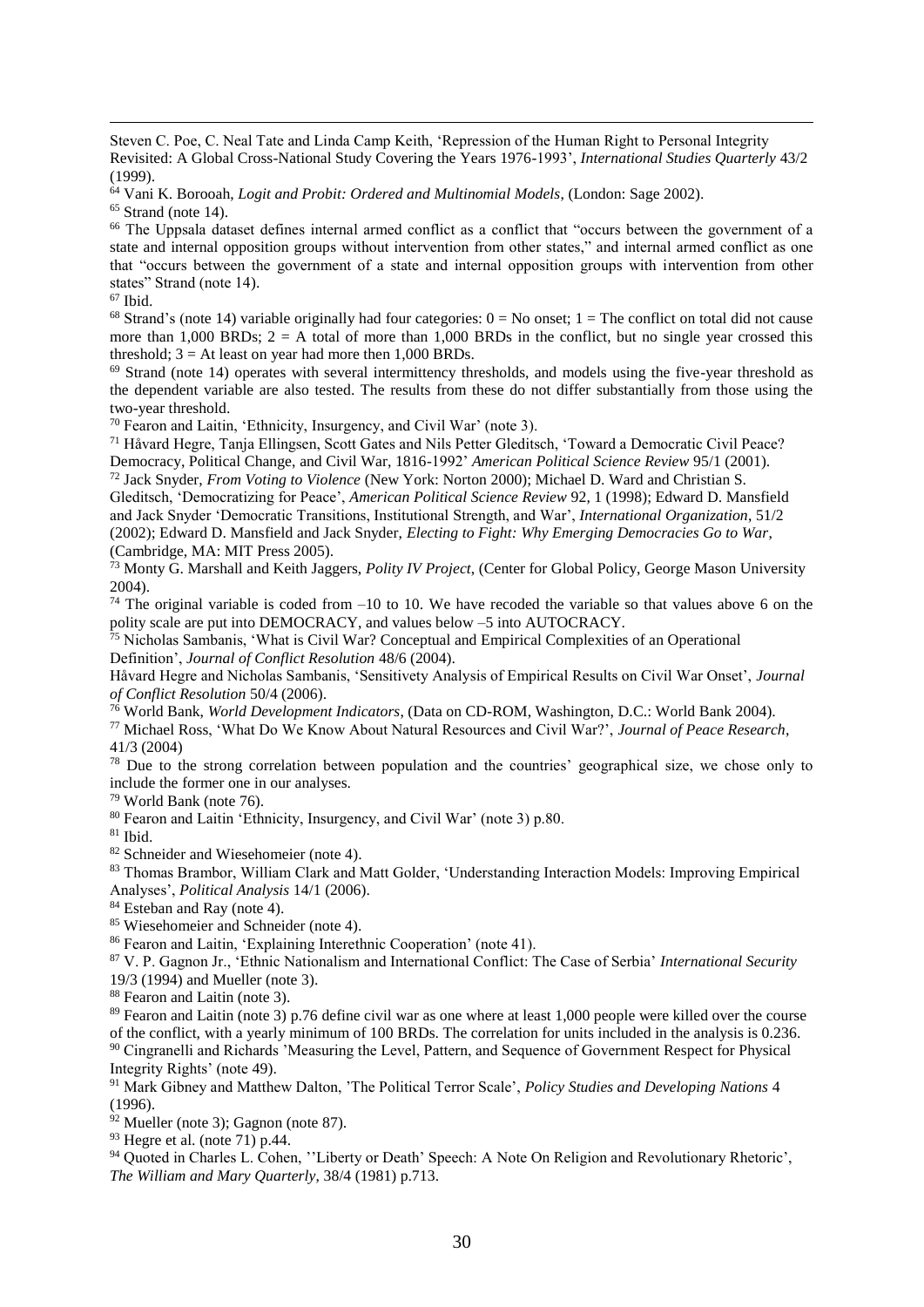Steven C. Poe, C. Neal Tate and Linda Camp Keith, 'Repression of the Human Right to Personal Integrity Revisited: A Global Cross-National Study Covering the Years 1976-1993', *International Studies Quarterly* 43/2 (1999).

[64] Vani K. Borooah, *Logit and Probit: Ordered and Multinomial Models*, (London: Sage 2002).

[65] Strand (note 14).

[66] The Uppsala dataset defines internal armed conflict as a conflict that "occurs between the government of a state and internal opposition groups without intervention from other states," and internal armed conflict as one that "occurs between the government of a state and internal opposition groups with intervention from other states" Strand (note 14).

[67] Ibid.

[68] Strand's (note 14) variable originally had four categories: 0 = No onset; 1 = The conflict on total did not cause more than 1,000 BRDs; 2 = A total of more than 1,000 BRDs in the conflict, but no single year crossed this threshold; 3 = At least on year had more then 1,000 BRDs.

[69] Strand (note 14) operates with several intermittency thresholds, and models using the five-year threshold as the dependent variable are also tested. The results from these do not differ substantially from those using the two-year threshold.

[70] Fearon and Laitin, 'Ethnicity, Insurgency, and Civil War' (note 3).

[71] Håvard Hegre, Tanja Ellingsen, Scott Gates and Nils Petter Gleditsch, 'Toward a Democratic Civil Peace? Democracy, Political Change, and Civil War, 1816-1992' *American Political Science Review* 95/1 (2001).

[72] Jack Snyder, *From Voting to Violence* (New York: Norton 2000); Michael D. Ward and Christian S. Gleditsch, 'Democratizing for Peace', *American Political Science Review* 92, 1 (1998); Edward D. Mansfield and Jack Snyder 'Democratic Transitions, Institutional Strength, and War', *International Organization*, 51/2 (2002); Edward D. Mansfield and Jack Snyder, *Electing to Fight: Why Emerging Democracies Go to War*, (Cambridge, MA: MIT Press 2005).

[73] Monty G. Marshall and Keith Jaggers, *Polity IV Project*, (Center for Global Policy, George Mason University 2004).

[74] The original variable is coded from –10 to 10. We have recoded the variable so that values above 6 on the polity scale are put into DEMOCRACY, and values below –5 into AUTOCRACY.

[75] Nicholas Sambanis, 'What is Civil War? Conceptual and Empirical Complexities of an Operational Definition', *Journal of Conflict Resolution* 48/6 (2004).
Håvard Hegre and Nicholas Sambanis, 'Sensitivety Analysis of Empirical Results on Civil War Onset', *Journal of Conflict Resolution* 50/4 (2006).

[76] World Bank, *World Development Indicators*, (Data on CD-ROM, Washington, D.C.: World Bank 2004).

[77] Michael Ross, 'What Do We Know About Natural Resources and Civil War?', *Journal of Peace Research*, 41/3 (2004)

[78] Due to the strong correlation between population and the countries' geographical size, we chose only to include the former one in our analyses.

[79] World Bank (note 76).

[80] Fearon and Laitin 'Ethnicity, Insurgency, and Civil War' (note 3) p.80.

[81] Ibid.

[82] Schneider and Wiesehomeier (note 4).

[83] Thomas Brambor, William Clark and Matt Golder, 'Understanding Interaction Models: Improving Empirical Analyses', *Political Analysis* 14/1 (2006).

[84] Esteban and Ray (note 4).

[85] Wiesehomeier and Schneider (note 4).

[86] Fearon and Laitin, 'Explaining Interethnic Cooperation' (note 41).

[87] V. P. Gagnon Jr., 'Ethnic Nationalism and International Conflict: The Case of Serbia' *International Security* 19/3 (1994) and Mueller (note 3).

[88] Fearon and Laitin (note 3).

[89] Fearon and Laitin (note 3) p.76 define civil war as one where at least 1,000 people were killed over the course of the conflict, with a yearly minimum of 100 BRDs. The correlation for units included in the analysis is 0.236.

[90] Cingranelli and Richards 'Measuring the Level, Pattern, and Sequence of Government Respect for Physical Integrity Rights' (note 49).

[91] Mark Gibney and Matthew Dalton, 'The Political Terror Scale', *Policy Studies and Developing Nations* 4 (1996).

[92] Mueller (note 3); Gagnon (note 87).

[93] Hegre et al. (note 71) p.44.

[94] Quoted in Charles L. Cohen, ''Liberty or Death' Speech: A Note On Religion and Revolutionary Rhetoric', *The William and Mary Quarterly*, 38/4 (1981) p.713.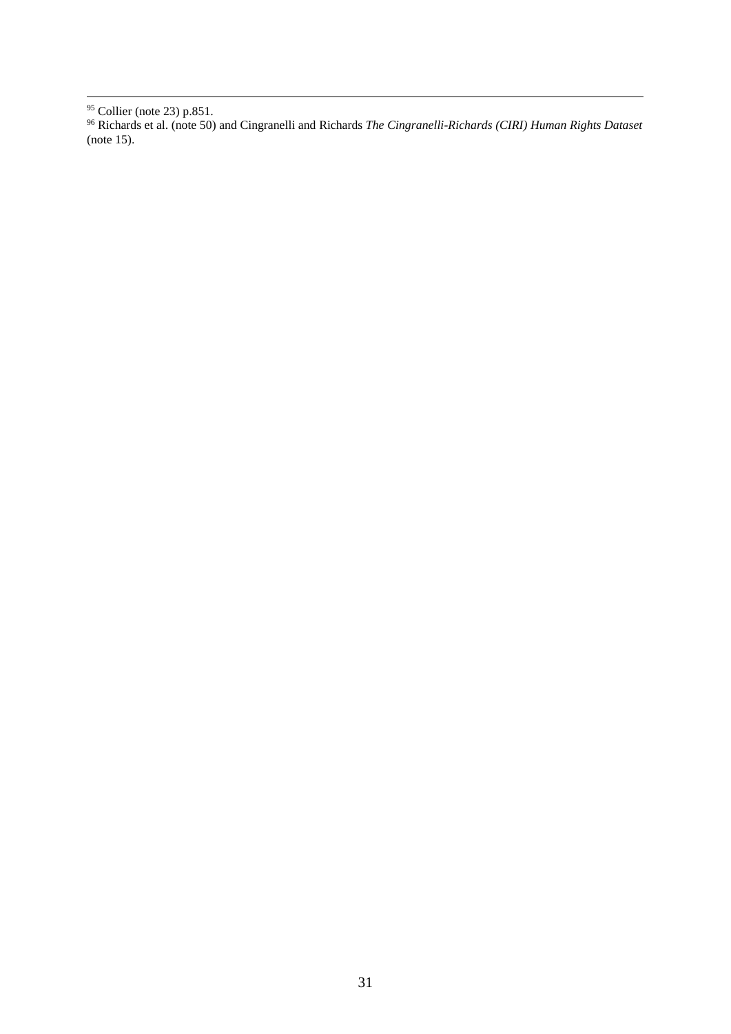[95] Collier (note 23) p.851.

[96] Richards et al. (note 50) and Cingranelli and Richards *The Cingranelli-Richards (CIRI) Human Rights Dataset* (note 15).